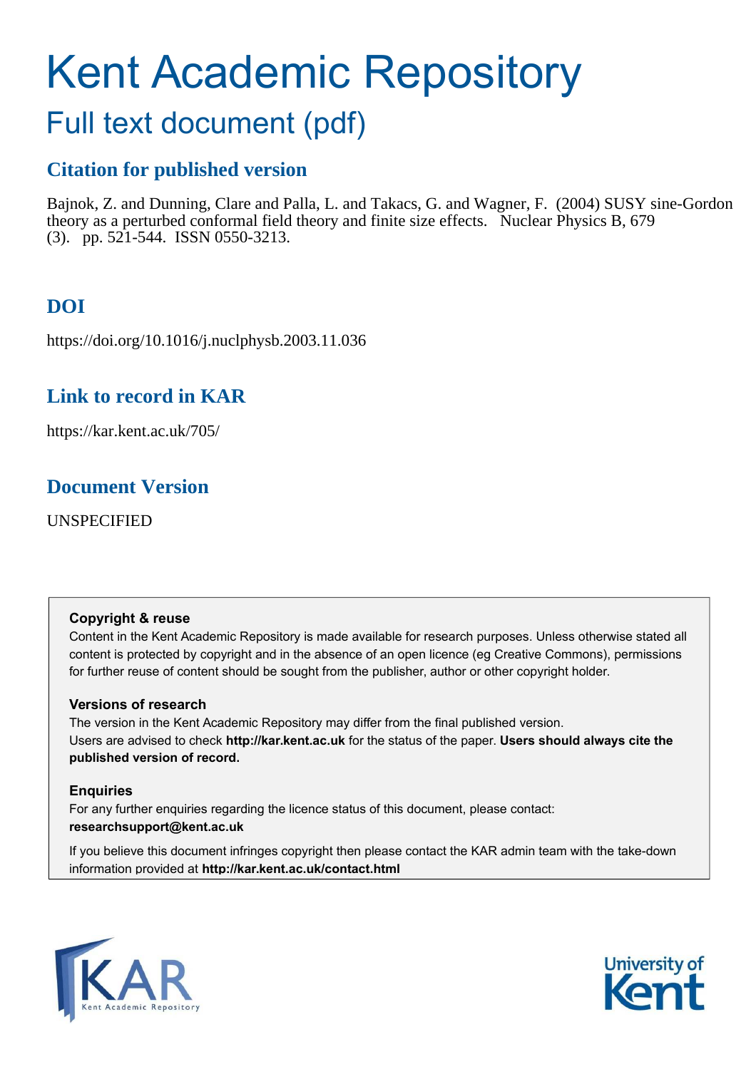# Kent Academic Repository

## Full text document (pdf)

## Citation for published version

Bajnok, Z. and Dunning, Clare and Palla, L. and Takacs, G. and Wagner, F. (2004) SUSY sine-Gordon theory as a perturbed conformal field theory and finite size effects. Nuclear Physics B, 679 (3). pp. 521-544. ISSN 0550-3213.

## DOI

https://doi.org/10.1016/j.nuclphysb.2003.11.036

## Link to record in KAR

https://kar.kent.ac.uk/705/

## Document Version

UNSPECIFIED

### Copyright & reuse

Content in the Kent Academic Repository is made available for research purposes. Unless otherwise stated all content is protected by copyright and in the absence of an open licence (eg Creative Commons), permissions for further reuse of content should be sought from the publisher, author or other copyright holder.

### Versions of research

The version in the Kent Academic Repository may differ from the final published version. Users are advised to check **http://kar.kent.ac.uk** for the status of the paper. **Users should always cite the published version of record.**

### Enquiries

For any further enquiries regarding the licence status of this document, please contact: **researchsupport@kent.ac.uk**

If you believe this document infringes copyright then please contact the KAR admin team with the take-down information provided at **http://kar.kent.ac.uk/contact.html**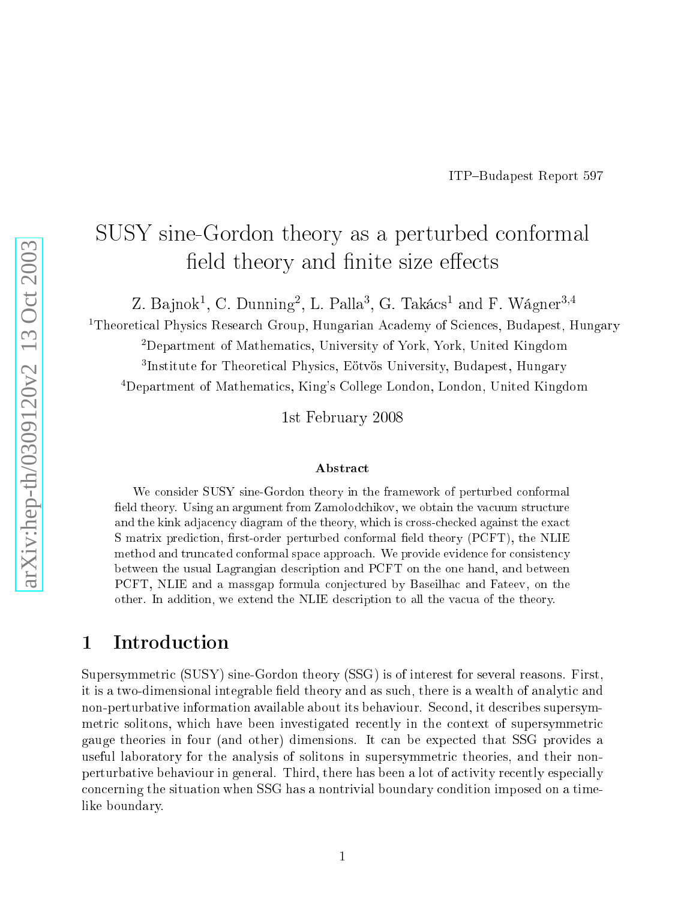ITP–Budapest Report 597

# SUSY sine-Gordon theory as a perturbed conformal field theory and finite size effects

Z. Bajnok[1], C. Dunning[2], L. Palla[3], G. Takács[1] and F. Wágner[3,4]

[1]Theoretical Physics Research Group, Hungarian Academy of Sciences, Budapest, Hungary

[2]Department of Mathematics, University of York, York, United Kingdom

[3]Institute for Theoretical Physics, Eötvös University, Budapest, Hungary

[4]Department of Mathematics, King's College London, London, United Kingdom

1st February 2008

### Abstract

We consider SUSY sine-Gordon theory in the framework of perturbed conformal field theory. Using an argument from Zamolodchikov, we obtain the vacuum structure and the kink adjacency diagram of the theory, which is cross-checked against the exact S matrix prediction, first-order perturbed conformal field theory (PCFT), the NLIE method and truncated conformal space approach. We provide evidence for consistency between the usual Lagrangian description and PCFT on the one hand, and between PCFT, NLIE and a massgap formula conjectured by Baseilhac and Fateev, on the other. In addition, we extend the NLIE description to all the vacua of the theory.

## 1 Introduction

Supersymmetric (SUSY) sine-Gordon theory (SSG) is of interest for several reasons. First, it is a two-dimensional integrable field theory and as such, there is a wealth of analytic and non-perturbative information available about its behaviour. Second, it describes supersymmetric solitons, which have been investigated recently in the context of supersymmetric gauge theories in four (and other) dimensions. It can be expected that SSG provides a useful laboratory for the analysis of solitons in supersymmetric theories, and their non-perturbative behaviour in general. Third, there has been a lot of activity recently especially concerning the situation when SSG has a nontrivial boundary condition imposed on a time-like boundary.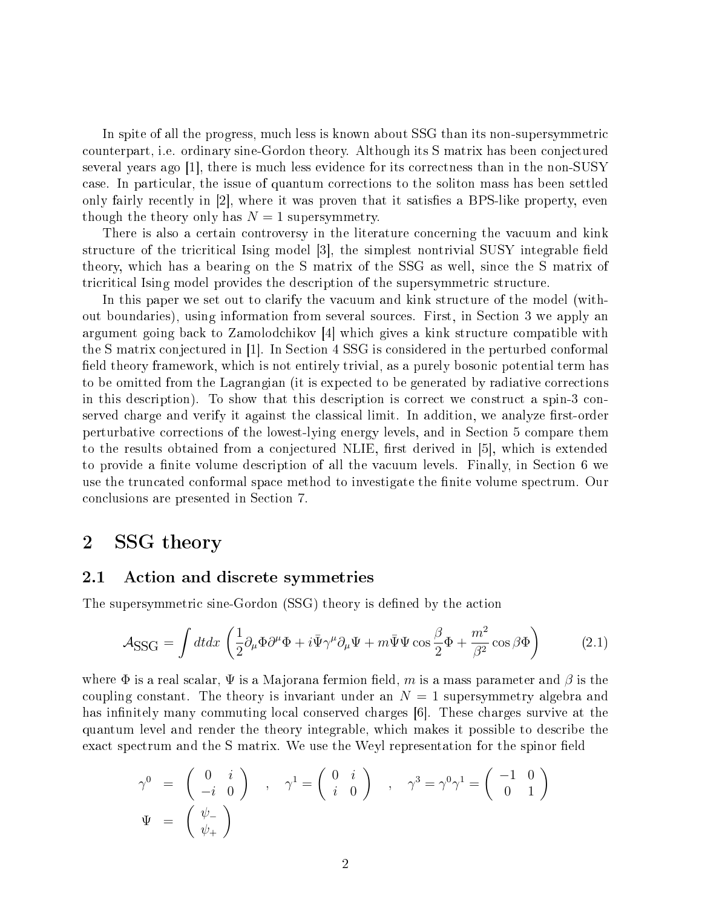In spite of all the progress, much less is known about SSG than its non-supersymmetric counterpart, i.e. ordinary sine-Gordon theory. Although its S matrix has been conjectured several years ago [1], there is much less evidence for its correctness than in the non-SUSY case. In particular, the issue of quantum corrections to the soliton mass has been settled only fairly recently in [2], where it was proven that it satisfies a BPS-like property, even though the theory only has $N=1$ supersymmetry.

There is also a certain controversy in the literature concerning the vacuum and kink structure of the tricritical Ising model [3], the simplest nontrivial SUSY integrable field theory, which has a bearing on the S matrix of the SSG as well, since the S matrix of tricritical Ising model provides the description of the supersymmetric structure.

In this paper we set out to clarify the vacuum and kink structure of the model (without boundaries), using information from several sources. First, in Section 3 we apply an argument going back to Zamolodchikov [4] which gives a kink structure compatible with the S matrix conjectured in [1]. In Section 4 SSG is considered in the perturbed conformal field theory framework, which is not entirely trivial, as a purely bosonic potential term has to be omitted from the Lagrangian (it is expected to be generated by radiative corrections in this description). To show that this description is correct we construct a spin-3 conserved charge and verify it against the classical limit. In addition, we analyze first-order perturbative corrections of the lowest-lying energy levels, and in Section 5 compare them to the results obtained from a conjectured NLIE, first derived in [5], which is extended to provide a finite volume description of all the vacuum levels. Finally, in Section 6 we use the truncated conformal space method to investigate the finite volume spectrum. Our conclusions are presented in Section 7.

# 2 SSG theory

## 2.1 Action and discrete symmetries

The supersymmetric sine-Gordon (SSG) theory is defined by the action

$$\mathcal{A}_{\text{SSG}}=\int dtdx\,\left(\frac{1}{2}\partial_\mu\Phi\partial^\mu\Phi+i\bar{\Psi}\gamma^\mu\partial_\mu\Psi+m\bar{\Psi}\Psi\cos\frac{\beta}{2}\Phi+\frac{m^2}{\beta^2}\cos\beta\Phi\right) \tag{2.1}$$

where $\Phi$ is a real scalar, $\Psi$ is a Majorana fermion field, $m$ is a mass parameter and $\beta$ is the coupling constant. The theory is invariant under an $N=1$ supersymmetry algebra and has infinitely many commuting local conserved charges [6]. These charges survive at the quantum level and render the theory integrable, which makes it possible to describe the exact spectrum and the S matrix. We use the Weyl representation for the spinor field

$$\gamma^0 = \begin{pmatrix} 0 & i \\ -i & 0 \end{pmatrix} \quad , \quad \gamma^1=\begin{pmatrix} 0 & i \\ i & 0 \end{pmatrix} \quad , \quad \gamma^3=\gamma^0\gamma^1=\begin{pmatrix} -1 & 0 \\ 0 & 1 \end{pmatrix}$$

$$\Psi = \begin{pmatrix} \psi_- \\ \psi_+ \end{pmatrix}$$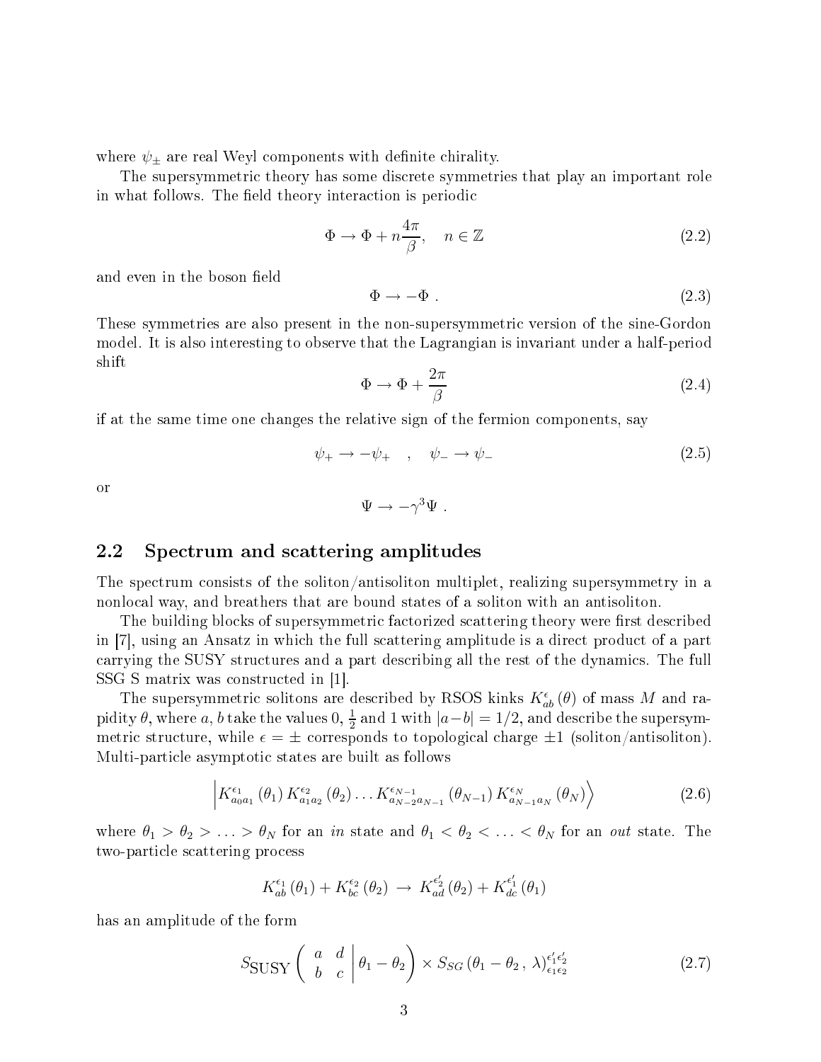where $\psi_\pm$ are real Weyl components with definite chirality.

The supersymmetric theory has some discrete symmetries that play an important role in what follows. The field theory interaction is periodic

$$\Phi \to \Phi + n\frac{4\pi}{\beta}, \quad n \in \mathbb{Z} \tag{2.2}$$

and even in the boson field

$$\Phi \to -\Phi \ . \tag{2.3}$$

These symmetries are also present in the non-supersymmetric version of the sine-Gordon model. It is also interesting to observe that the Lagrangian is invariant under a half-period shift

$$\Phi \to \Phi + \frac{2\pi}{\beta} \tag{2.4}$$

if at the same time one changes the relative sign of the fermion components, say

$$\psi_+ \to -\psi_+ \quad , \quad \psi_- \to \psi_- \tag{2.5}$$

or

$$\Psi \to -\gamma^3 \Psi \ .$$

## 2.2 Spectrum and scattering amplitudes

The spectrum consists of the soliton/antisoliton multiplet, realizing supersymmetry in a nonlocal way, and breathers that are bound states of a soliton with an antisoliton.

The building blocks of supersymmetric factorized scattering theory were first described in [7], using an Ansatz in which the full scattering amplitude is a direct product of a part carrying the SUSY structures and a part describing all the rest of the dynamics. The full SSG S matrix was constructed in [1].

The supersymmetric solitons are described by RSOS kinks $K^{\epsilon}_{ab}(\theta)$ of mass $M$ and rapidity $\theta$, where $a, b$ take the values $0$, $\frac{1}{2}$ and $1$ with $|a-b| = 1/2$, and describe the supersymmetric structure, while $\epsilon = \pm$ corresponds to topological charge $\pm 1$ (soliton/antisoliton). Multi-particle asymptotic states are built as follows

$$\left| K^{\epsilon_1}_{a_0 a_1}(\theta_1)\, K^{\epsilon_2}_{a_1 a_2}(\theta_2) \ldots K^{\epsilon_{N-1}}_{a_{N-2} a_{N-1}}(\theta_{N-1})\, K^{\epsilon_N}_{a_{N-1} a_N}(\theta_N) \right\rangle \tag{2.6}$$

where $\theta_1 > \theta_2 > \ldots > \theta_N$ for an *in* state and $\theta_1 < \theta_2 < \ldots < \theta_N$ for an *out* state. The two-particle scattering process

$$K^{\epsilon_1}_{ab}(\theta_1) + K^{\epsilon_2}_{bc}(\theta_2) \ \to \ K^{\epsilon_2'}_{ad}(\theta_2) + K^{\epsilon_1'}_{dc}(\theta_1)$$

has an amplitude of the form

$$S_{\mathrm{SUSY}}\left( \begin{array}{cc} a & d \\ b & c \end{array} \middle| \, \theta_1 - \theta_2 \right) \times S_{SG}\left(\theta_1 - \theta_2 \, , \, \lambda\right)^{\epsilon_1' \epsilon_2'}_{\epsilon_1 \epsilon_2} \tag{2.7}$$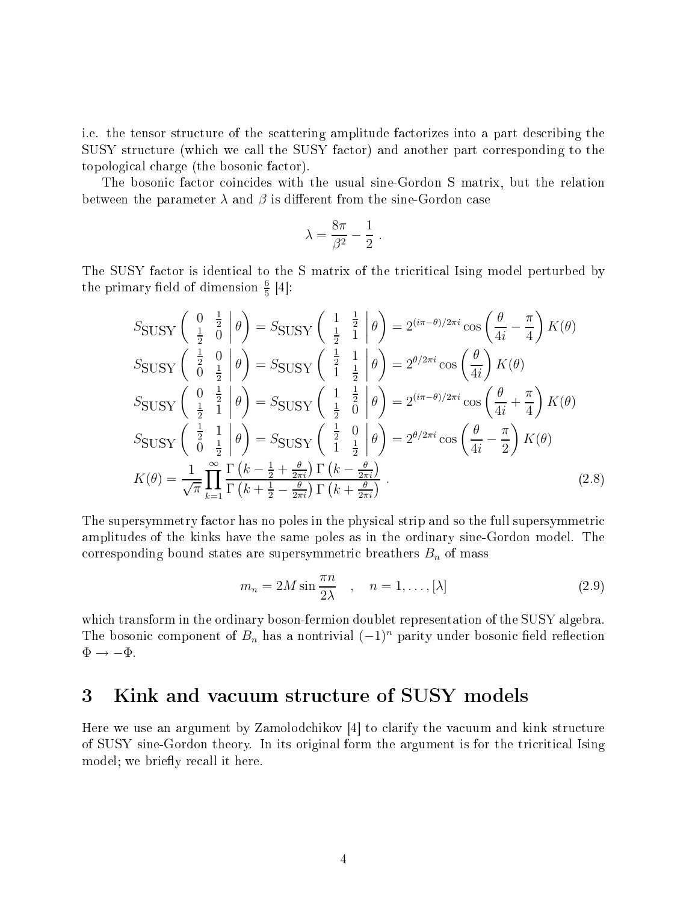i.e. the tensor structure of the scattering amplitude factorizes into a part describing the SUSY structure (which we call the SUSY factor) and another part corresponding to the topological charge (the bosonic factor).

The bosonic factor coincides with the usual sine-Gordon S matrix, but the relation between the parameter $\lambda$ and $\beta$ is different from the sine-Gordon case

$$\lambda = \frac{8\pi}{\beta^2} - \frac{1}{2} \; .$$

The SUSY factor is identical to the S matrix of the tricritical Ising model perturbed by the primary field of dimension $\frac{6}{5}$ [4]:

$$
\begin{aligned}
&S_{\rm SUSY}\left( \begin{array}{cc} 0 & \frac{1}{2} \\ \frac{1}{2} & 0 \end{array} \middle| \, \theta \right) = S_{\rm SUSY}\left( \begin{array}{cc} 1 & \frac{1}{2} \\ \frac{1}{2} & 1 \end{array} \middle| \, \theta \right) = 2^{(i\pi-\theta)/2\pi i} \cos\left( \frac{\theta}{4i} - \frac{\pi}{4} \right) K(\theta) \\
&S_{\rm SUSY}\left( \begin{array}{cc} \frac{1}{2} & 0 \\ 0 & \frac{1}{2} \end{array} \middle| \, \theta \right) = S_{\rm SUSY}\left( \begin{array}{cc} \frac{1}{2} & 1 \\ 1 & \frac{1}{2} \end{array} \middle| \, \theta \right) = 2^{\theta/2\pi i} \cos\left( \frac{\theta}{4i} \right) K(\theta) \\
&S_{\rm SUSY}\left( \begin{array}{cc} 0 & \frac{1}{2} \\ \frac{1}{2} & 1 \end{array} \middle| \, \theta \right) = S_{\rm SUSY}\left( \begin{array}{cc} 1 & \frac{1}{2} \\ \frac{1}{2} & 0 \end{array} \middle| \, \theta \right) = 2^{(i\pi-\theta)/2\pi i} \cos\left( \frac{\theta}{4i} + \frac{\pi}{4} \right) K(\theta) \\
&S_{\rm SUSY}\left( \begin{array}{cc} \frac{1}{2} & 1 \\ 0 & \frac{1}{2} \end{array} \middle| \, \theta \right) = S_{\rm SUSY}\left( \begin{array}{cc} \frac{1}{2} & 0 \\ 1 & \frac{1}{2} \end{array} \middle| \, \theta \right) = 2^{\theta/2\pi i} \cos\left( \frac{\theta}{4i} - \frac{\pi}{2} \right) K(\theta) \\
&K(\theta) = \frac{1}{\sqrt{\pi}} \prod_{k=1}^{\infty} \frac{\Gamma\left(k - \frac{1}{2} + \frac{\theta}{2\pi i}\right) \Gamma\left(k - \frac{\theta}{2\pi i}\right)}{\Gamma\left(k + \frac{1}{2} - \frac{\theta}{2\pi i}\right) \Gamma\left(k + \frac{\theta}{2\pi i}\right)} \; .
\end{aligned}
\tag{2.8}
$$

The supersymmetry factor has no poles in the physical strip and so the full supersymmetric amplitudes of the kinks have the same poles as in the ordinary sine-Gordon model. The corresponding bound states are supersymmetric breathers $B_n$ of mass

$$m_n = 2M \sin\frac{\pi n}{2\lambda} \quad , \quad n = 1, \ldots, [\lambda] \tag{2.9}$$

which transform in the ordinary boson-fermion doublet representation of the SUSY algebra. The bosonic component of $B_n$ has a nontrivial $(-1)^n$ parity under bosonic field reflection $\Phi \to -\Phi$.

# 3 Kink and vacuum structure of SUSY models

Here we use an argument by Zamolodchikov [4] to clarify the vacuum and kink structure of SUSY sine-Gordon theory. In its original form the argument is for the tricritical Ising model; we briefly recall it here.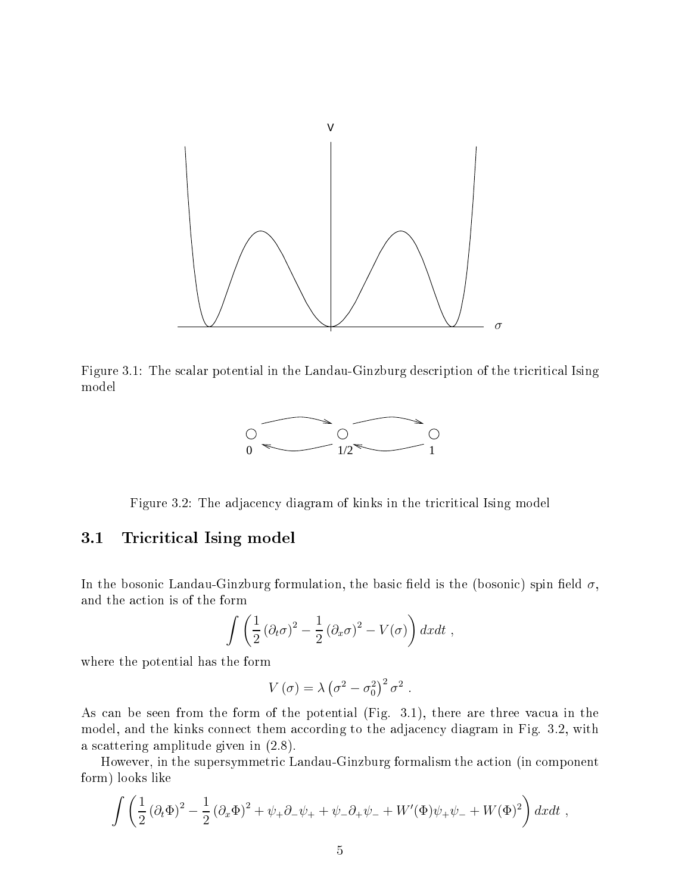Figure 3.1: The scalar potential in the Landau-Ginzburg description of the tricritical Ising model

Figure 3.2: The adjacency diagram of kinks in the tricritical Ising model

### 3.1 Tricritical Ising model

In the bosonic Landau-Ginzburg formulation, the basic field is the (bosonic) spin field $\sigma$, and the action is of the form

$$\int \left( \frac{1}{2} \left(\partial_t \sigma\right)^2 - \frac{1}{2} \left(\partial_x \sigma\right)^2 - V(\sigma) \right) dx dt \ ,$$

where the potential has the form

$$V\left(\sigma\right) = \lambda \left(\sigma^2 - \sigma_0^2\right)^2 \sigma^2 \ .$$

As can be seen from the form of the potential (Fig. 3.1), there are three vacua in the model, and the kinks connect them according to the adjacency diagram in Fig. 3.2, with a scattering amplitude given in (2.8).

However, in the supersymmetric Landau-Ginzburg formalism the action (in component form) looks like

$$\int \left( \frac{1}{2} \left(\partial_t \Phi\right)^2 - \frac{1}{2} \left(\partial_x \Phi\right)^2 + \psi_+ \partial_- \psi_+ + \psi_- \partial_+ \psi_- + W'(\Phi) \psi_+ \psi_- + W(\Phi)^2 \right) dx dt \ ,$$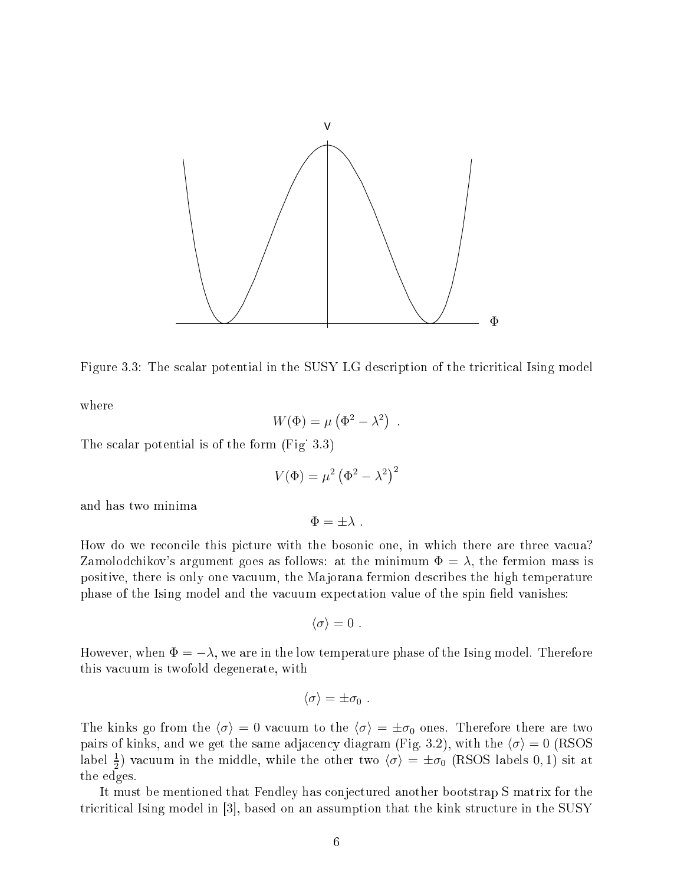Figure 3.3: The scalar potential in the SUSY LG description of the tricritical Ising model

where

$$W(\Phi) = \mu \left( \Phi^2 - \lambda^2 \right) \ .$$

The scalar potential is of the form (Fig. 3.3)

$$V(\Phi) = \mu^2 \left( \Phi^2 - \lambda^2 \right)^2$$

and has two minima

$$\Phi = \pm \lambda \ .$$

How do we reconcile this picture with the bosonic one, in which there are three vacua? Zamolodchikov's argument goes as follows: at the minimum $\Phi = \lambda$, the fermion mass is positive, there is only one vacuum, the Majorana fermion describes the high temperature phase of the Ising model and the vacuum expectation value of the spin field vanishes:

$$\langle \sigma \rangle = 0 \ .$$

However, when $\Phi = -\lambda$, we are in the low temperature phase of the Ising model. Therefore this vacuum is twofold degenerate, with

$$\langle \sigma \rangle = \pm \sigma_0 \ .$$

The kinks go from the $\langle \sigma \rangle = 0$ vacuum to the $\langle \sigma \rangle = \pm \sigma_0$ ones. Therefore there are two pairs of kinks, and we get the same adjacency diagram (Fig. 3.2), with the $\langle \sigma \rangle = 0$ (RSOS label $\frac{1}{2}$) vacuum in the middle, while the other two $\langle \sigma \rangle = \pm \sigma_0$ (RSOS labels $0, 1$) sit at the edges.

It must be mentioned that Fendley has conjectured another bootstrap S matrix for the tricritical Ising model in [3], based on an assumption that the kink structure in the SUSY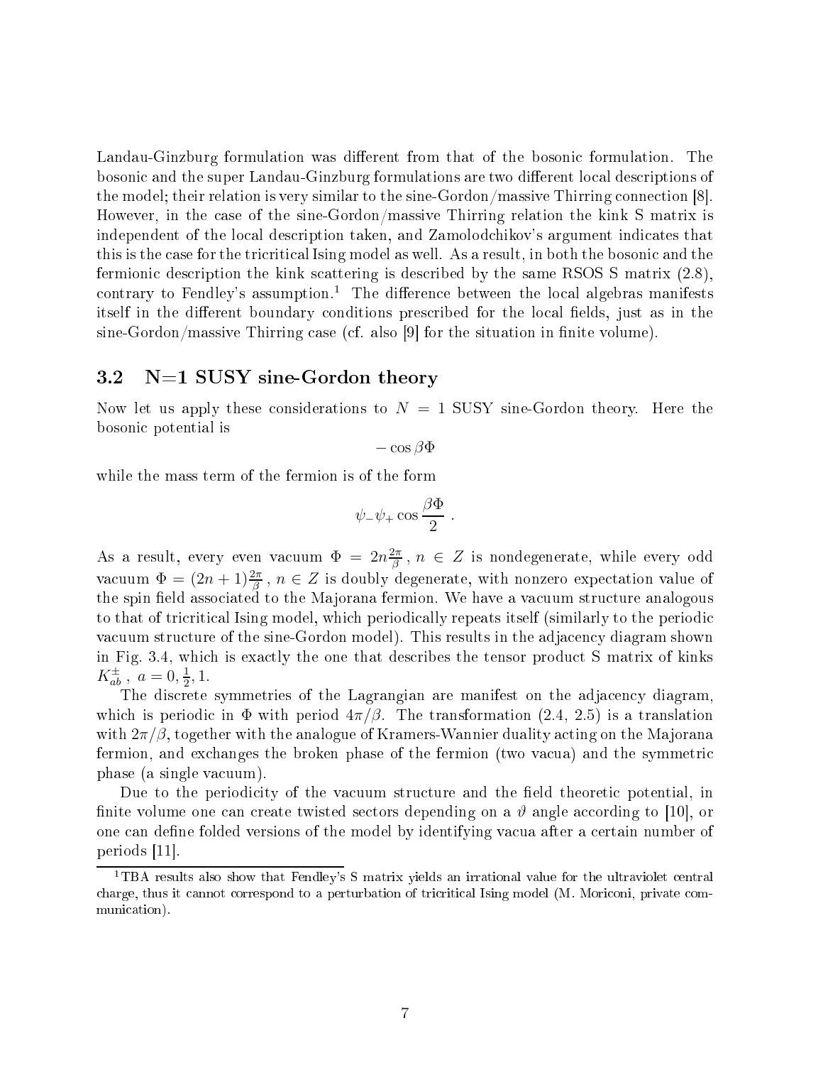Landau-Ginzburg formulation was different from that of the bosonic formulation. The bosonic and the super Landau-Ginzburg formulations are two different local descriptions of the model; their relation is very similar to the sine-Gordon/massive Thirring connection [8]. However, in the case of the sine-Gordon/massive Thirring relation the kink S matrix is independent of the local description taken, and Zamolodchikov's argument indicates that this is the case for the tricritical Ising model as well. As a result, in both the bosonic and the fermionic description the kink scattering is described by the same RSOS S matrix (2.8), contrary to Fendley's assumption.[1] The difference between the local algebras manifests itself in the different boundary conditions prescribed for the local fields, just as in the sine-Gordon/massive Thirring case (cf. also [9] for the situation in finite volume).

### 3.2 N=1 SUSY sine-Gordon theory

Now let us apply these considerations to $N = 1$ SUSY sine-Gordon theory. Here the bosonic potential is

$$-\cos \beta\Phi$$

while the mass term of the fermion is of the form

$$\psi_{-}\psi_{+} \cos \frac{\beta\Phi}{2} \ .$$

As a result, every even vacuum $\Phi = 2n\frac{2\pi}{\beta}$ , $n \in Z$ is nondegenerate, while every odd vacuum $\Phi = (2n+1)\frac{2\pi}{\beta}$ , $n \in Z$ is doubly degenerate, with nonzero expectation value of the spin field associated to the Majorana fermion. We have a vacuum structure analogous to that of tricritical Ising model, which periodically repeats itself (similarly to the periodic vacuum structure of the sine-Gordon model). This results in the adjacency diagram shown in Fig. 3.4, which is exactly the one that describes the tensor product S matrix of kinks $K^{\pm}_{ab}$ , $a = 0, \frac{1}{2}, 1$.

The discrete symmetries of the Lagrangian are manifest on the adjacency diagram, which is periodic in $\Phi$ with period $4\pi/\beta$. The transformation (2.4, 2.5) is a translation with $2\pi/\beta$, together with the analogue of Kramers-Wannier duality acting on the Majorana fermion, and exchanges the broken phase of the fermion (two vacua) and the symmetric phase (a single vacuum).

Due to the periodicity of the vacuum structure and the field theoretic potential, in finite volume one can create twisted sectors depending on a $\vartheta$ angle according to [10], or one can define folded versions of the model by identifying vacua after a certain number of periods [11].

[1] TBA results also show that Fendley's S matrix yields an irrational value for the ultraviolet central charge, thus it cannot correspond to a perturbation of tricritical Ising model (M. Moriconi, private communication).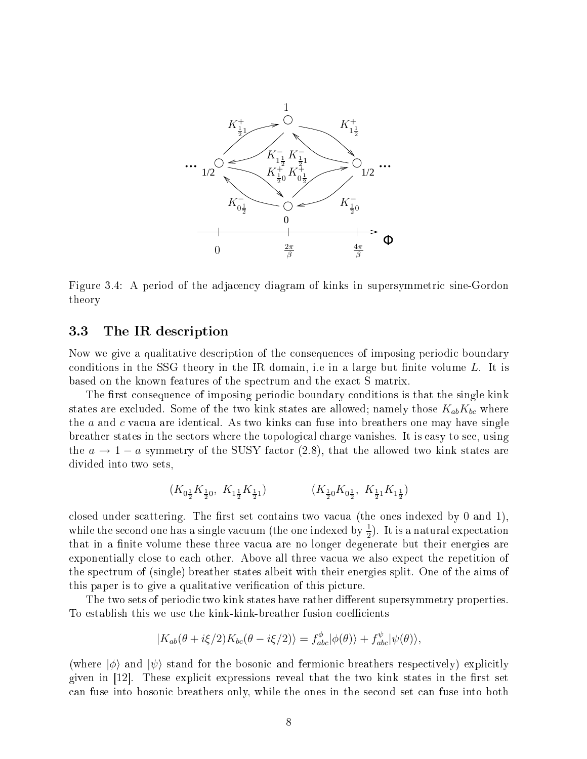Figure 3.4: A period of the adjacency diagram of kinks in supersymmetric sine-Gordon theory

### 3.3 The IR description

Now we give a qualitative description of the consequences of imposing periodic boundary conditions in the SSG theory in the IR domain, i.e in a large but finite volume $L$. It is based on the known features of the spectrum and the exact S matrix.

The first consequence of imposing periodic boundary conditions is that the single kink states are excluded. Some of the two kink states are allowed; namely those $K_{ab}K_{bc}$ where the $a$ and $c$ vacua are identical. As two kinks can fuse into breathers one may have single breather states in the sectors where the topological charge vanishes. It is easy to see, using the $a \to 1-a$ symmetry of the SUSY factor (2.8), that the allowed two kink states are divided into two sets,

$$(K_{0\frac{1}{2}}K_{\frac{1}{2}0},\ K_{1\frac{1}{2}}K_{\frac{1}{2}1}) \qquad\qquad (K_{\frac{1}{2}0}K_{0\frac{1}{2}},\ K_{\frac{1}{2}1}K_{1\frac{1}{2}})$$

closed under scattering. The first set contains two vacua (the ones indexed by 0 and 1), while the second one has a single vacuum (the one indexed by $\frac{1}{2}$). It is a natural expectation that in a finite volume these three vacua are no longer degenerate but their energies are exponentially close to each other. Above all three vacua we also expect the repetition of the spectrum of (single) breather states albeit with their energies split. One of the aims of this paper is to give a qualitative verification of this picture.

The two sets of periodic two kink states have rather different supersymmetry properties. To establish this we use the kink-kink-breather fusion coefficients

$$|K_{ab}(\theta + i\xi/2)K_{bc}(\theta - i\xi/2)\rangle = f^{\phi}_{abc}|\phi(\theta)\rangle + f^{\psi}_{abc}|\psi(\theta)\rangle,$$

(where $|\phi\rangle$ and $|\psi\rangle$ stand for the bosonic and fermionic breathers respectively) explicitly given in [12]. These explicit expressions reveal that the two kink states in the first set can fuse into bosonic breathers only, while the ones in the second set can fuse into both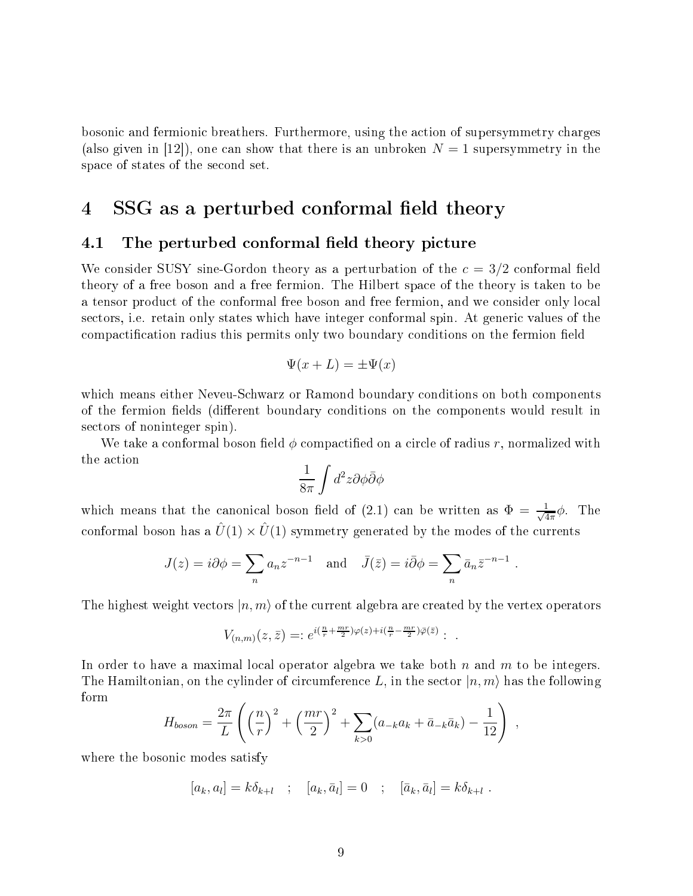bosonic and fermionic breathers. Furthermore, using the action of supersymmetry charges (also given in [12]), one can show that there is an unbroken $N = 1$ supersymmetry in the space of states of the second set.

# 4 SSG as a perturbed conformal field theory

## 4.1 The perturbed conformal field theory picture

We consider SUSY sine-Gordon theory as a perturbation of the $c = 3/2$ conformal field theory of a free boson and a free fermion. The Hilbert space of the theory is taken to be a tensor product of the conformal free boson and free fermion, and we consider only local sectors, i.e. retain only states which have integer conformal spin. At generic values of the compactification radius this permits only two boundary conditions on the fermion field

$$\Psi(x + L) = \pm\Psi(x)$$

which means either Neveu-Schwarz or Ramond boundary conditions on both components of the fermion fields (different boundary conditions on the components would result in sectors of noninteger spin).

We take a conformal boson field $\phi$ compactified on a circle of radius $r$, normalized with the action

$$\frac{1}{8\pi}\int d^2z \partial\phi\bar{\partial}\phi$$

which means that the canonical boson field of (2.1) can be written as $\Phi = \frac{1}{\sqrt{4\pi}}\phi$. The conformal boson has a $\hat{U}(1) \times \hat{U}(1)$ symmetry generated by the modes of the currents

$$J(z) = i\partial\phi = \sum_n a_n z^{-n-1} \quad \text{and} \quad \bar{J}(\bar{z}) = i\bar{\partial}\phi = \sum_n \bar{a}_n \bar{z}^{-n-1} \ .$$

The highest weight vectors $|n, m\rangle$ of the current algebra are created by the vertex operators

$$V_{(n,m)}(z, \bar{z}) =: e^{i(\frac{n}{r}+\frac{mr}{2})\varphi(z)+i(\frac{n}{r}-\frac{mr}{2})\bar{\varphi}(\bar{z})} : \ .$$

In order to have a maximal local operator algebra we take both $n$ and $m$ to be integers. The Hamiltonian, on the cylinder of circumference $L$, in the sector $|n, m\rangle$ has the following form

$$H_{boson} = \frac{2\pi}{L}\left(\left(\frac{n}{r}\right)^2 + \left(\frac{mr}{2}\right)^2 + \sum_{k>0}(a_{-k}a_k + \bar{a}_{-k}\bar{a}_k) - \frac{1}{12}\right) \ ,$$

where the bosonic modes satisfy

$$[a_k, a_l] = k\delta_{k+l} \quad ; \quad [a_k, \bar{a}_l] = 0 \quad ; \quad [\bar{a}_k, \bar{a}_l] = k\delta_{k+l} \ .$$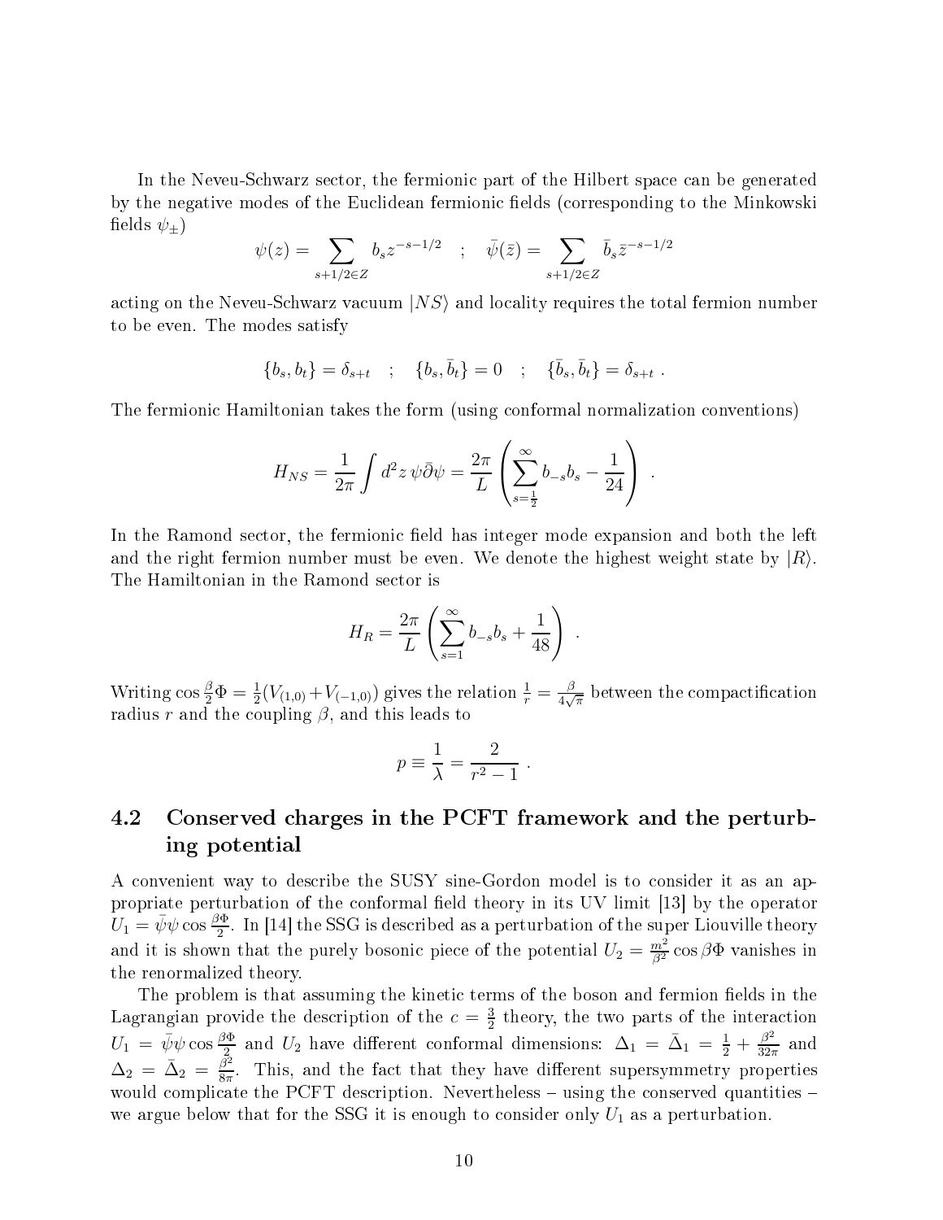In the Neveu-Schwarz sector, the fermionic part of the Hilbert space can be generated by the negative modes of the Euclidean fermionic fields (corresponding to the Minkowski fields $\psi_\pm$)

$$\psi(z) = \sum_{s+1/2 \in Z} b_s z^{-s-1/2} \quad ; \quad \bar{\psi}(\bar{z}) = \sum_{s+1/2 \in Z} \bar{b}_s \bar{z}^{-s-1/2}$$

acting on the Neveu-Schwarz vacuum $|NS\rangle$ and locality requires the total fermion number to be even. The modes satisfy

$$\{b_s, b_t\} = \delta_{s+t} \quad ; \quad \{b_s, \bar{b}_t\} = 0 \quad ; \quad \{\bar{b}_s, \bar{b}_t\} = \delta_{s+t} \ .$$

The fermionic Hamiltonian takes the form (using conformal normalization conventions)

$$H_{NS} = \frac{1}{2\pi} \int d^2 z \, \psi \bar{\partial} \psi = \frac{2\pi}{L} \left( \sum_{s=\frac{1}{2}}^{\infty} b_{-s} b_s - \frac{1}{24} \right) \ .$$

In the Ramond sector, the fermionic field has integer mode expansion and both the left and the right fermion number must be even. We denote the highest weight state by $|R\rangle$. The Hamiltonian in the Ramond sector is

$$H_R = \frac{2\pi}{L} \left( \sum_{s=1}^{\infty} b_{-s} b_s + \frac{1}{48} \right) \ .$$

Writing $\cos \frac{\beta}{2} \Phi = \frac{1}{2}(V_{(1,0)} + V_{(-1,0)})$ gives the relation $\frac{1}{r} = \frac{\beta}{4\sqrt{\pi}}$ between the compactification radius $r$ and the coupling $\beta$, and this leads to

$$p \equiv \frac{1}{\lambda} = \frac{2}{r^2 - 1} \ .$$

## 4.2 Conserved charges in the PCFT framework and the perturbing potential

A convenient way to describe the SUSY sine-Gordon model is to consider it as an appropriate perturbation of the conformal field theory in its UV limit [13] by the operator $U_1 = \bar{\psi}\psi \cos \frac{\beta\Phi}{2}$. In [14] the SSG is described as a perturbation of the super Liouville theory and it is shown that the purely bosonic piece of the potential $U_2 = \frac{m^2}{\beta^2} \cos \beta\Phi$ vanishes in the renormalized theory.

The problem is that assuming the kinetic terms of the boson and fermion fields in the Lagrangian provide the description of the $c = \frac{3}{2}$ theory, the two parts of the interaction $U_1 = \bar{\psi}\psi \cos \frac{\beta\Phi}{2}$ and $U_2$ have different conformal dimensions: $\Delta_1 = \bar{\Delta}_1 = \frac{1}{2} + \frac{\beta^2}{32\pi}$ and $\Delta_2 = \bar{\Delta}_2 = \frac{\beta^2}{8\pi}$. This, and the fact that they have different supersymmetry properties would complicate the PCFT description. Nevertheless – using the conserved quantities – we argue below that for the SSG it is enough to consider only $U_1$ as a perturbation.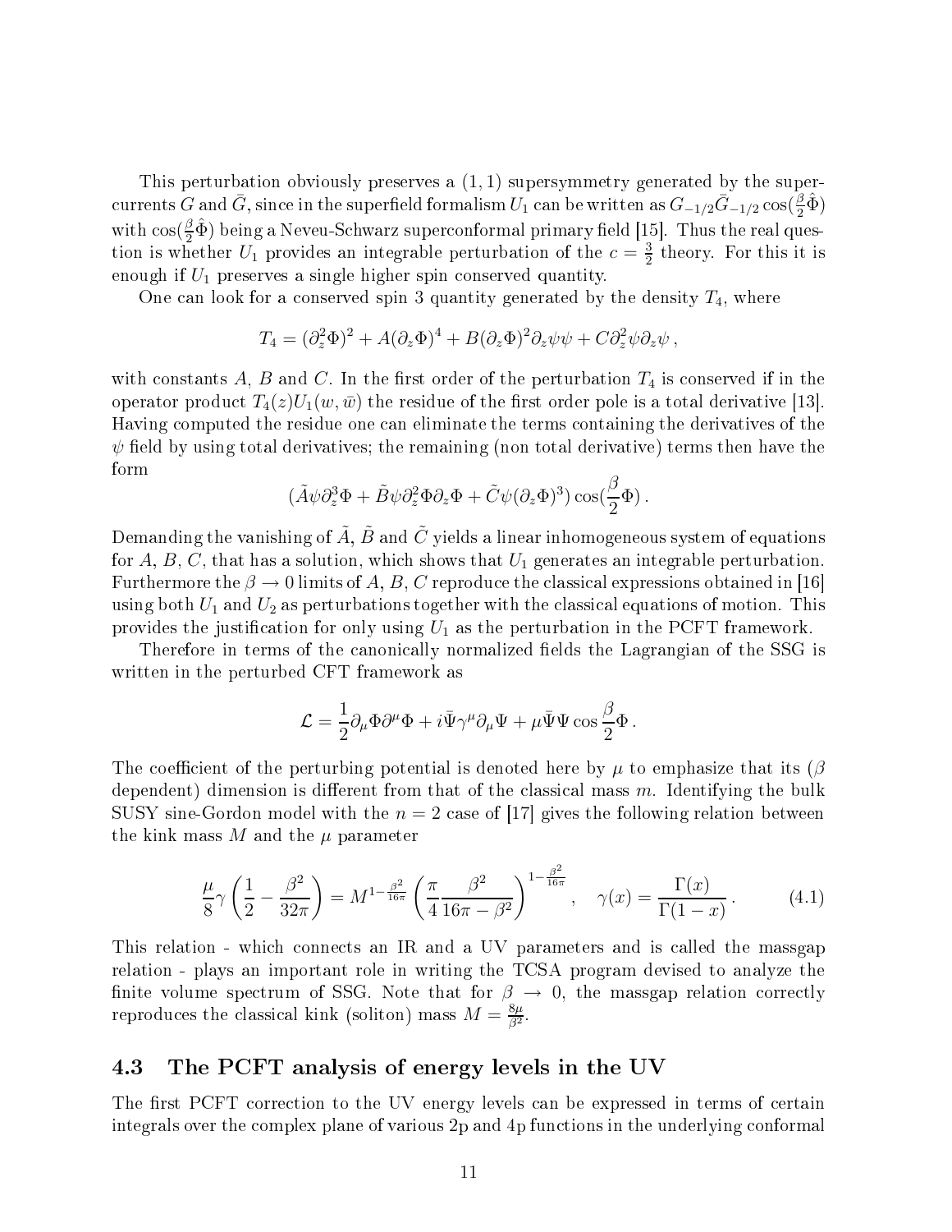This perturbation obviously preserves a $(1,1)$ supersymmetry generated by the supercurrents $G$ and $\bar{G}$, since in the superfield formalism $U_1$ can be written as $G_{-1/2}\bar{G}_{-1/2}\cos(\frac{\beta}{2}\hat{\Phi})$ with $\cos(\frac{\beta}{2}\hat{\Phi})$ being a Neveu-Schwarz superconformal primary field [15]. Thus the real question is whether $U_1$ provides an integrable perturbation of the $c=\frac{3}{2}$ theory. For this it is enough if $U_1$ preserves a single higher spin conserved quantity.

One can look for a conserved spin 3 quantity generated by the density $T_4$, where

$$T_4 = (\partial_z^2\Phi)^2 + A(\partial_z\Phi)^4 + B(\partial_z\Phi)^2\partial_z\psi\psi + C\partial_z^2\psi\partial_z\psi\,,$$

with constants $A$, $B$ and $C$. In the first order of the perturbation $T_4$ is conserved if in the operator product $T_4(z)U_1(w,\bar{w})$ the residue of the first order pole is a total derivative [13]. Having computed the residue one can eliminate the terms containing the derivatives of the $\psi$ field by using total derivatives; the remaining (non total derivative) terms then have the form

$$(\tilde{A}\psi\partial_z^3\Phi + \tilde{B}\psi\partial_z^2\Phi\partial_z\Phi + \tilde{C}\psi(\partial_z\Phi)^3)\cos(\frac{\beta}{2}\Phi)\,.$$

Demanding the vanishing of $\tilde{A}$, $\tilde{B}$ and $\tilde{C}$ yields a linear inhomogeneous system of equations for $A$, $B$, $C$, that has a solution, which shows that $U_1$ generates an integrable perturbation. Furthermore the $\beta\to 0$ limits of $A$, $B$, $C$ reproduce the classical expressions obtained in [16] using both $U_1$ and $U_2$ as perturbations together with the classical equations of motion. This provides the justification for only using $U_1$ as the perturbation in the PCFT framework.

Therefore in terms of the canonically normalized fields the Lagrangian of the SSG is written in the perturbed CFT framework as

$$\mathcal{L} = \frac{1}{2}\partial_\mu\Phi\partial^\mu\Phi + i\bar{\Psi}\gamma^\mu\partial_\mu\Psi + \mu\bar{\Psi}\Psi\cos\frac{\beta}{2}\Phi\,.$$

The coefficient of the perturbing potential is denoted here by $\mu$ to emphasize that its ($\beta$ dependent) dimension is different from that of the classical mass $m$. Identifying the bulk SUSY sine-Gordon model with the $n=2$ case of [17] gives the following relation between the kink mass $M$ and the $\mu$ parameter

$$\frac{\mu}{8}\gamma\left(\frac{1}{2}-\frac{\beta^2}{32\pi}\right) = M^{1-\frac{\beta^2}{16\pi}}\left(\frac{\pi}{4}\frac{\beta^2}{16\pi-\beta^2}\right)^{1-\frac{\beta^2}{16\pi}}\,,\quad \gamma(x)=\frac{\Gamma(x)}{\Gamma(1-x)}\,. \tag{4.1}$$

This relation - which connects an IR and a UV parameters and is called the massgap relation - plays an important role in writing the TCSA program devised to analyze the finite volume spectrum of SSG. Note that for $\beta\to 0$, the massgap relation correctly reproduces the classical kink (soliton) mass $M=\frac{8\mu}{\beta^2}$.

### 4.3 The PCFT analysis of energy levels in the UV

The first PCFT correction to the UV energy levels can be expressed in terms of certain integrals over the complex plane of various 2p and 4p functions in the underlying conformal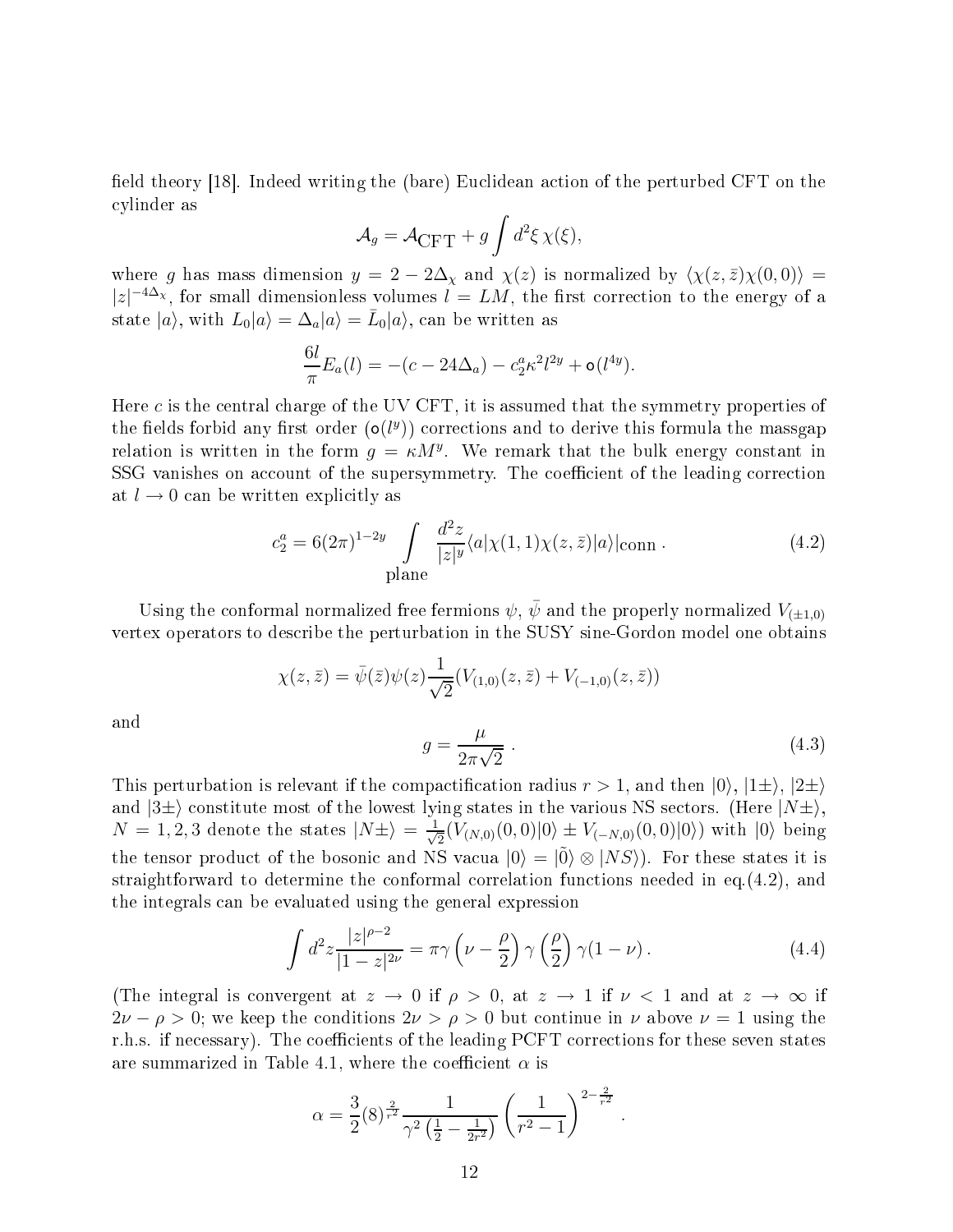field theory [18]. Indeed writing the (bare) Euclidean action of the perturbed CFT on the cylinder as

$$\mathcal{A}_g = \mathcal{A}_{\rm CFT} + g \int d^2\xi \, \chi(\xi),$$

where $g$ has mass dimension $y = 2 - 2\Delta_\chi$ and $\chi(z)$ is normalized by $\langle \chi(z,\bar{z})\chi(0,0)\rangle = |z|^{-4\Delta_\chi}$, for small dimensionless volumes $l = LM$, the first correction to the energy of a state $|a\rangle$, with $L_0|a\rangle = \Delta_a|a\rangle = \bar{L}_0|a\rangle$, can be written as

$$\frac{6l}{\pi} E_a(l) = -(c - 24\Delta_a) - c_2^a \kappa^2 l^{2y} + \mathsf{o}(l^{4y}).$$

Here $c$ is the central charge of the UV CFT, it is assumed that the symmetry properties of the fields forbid any first order ($\mathsf{o}(l^y)$) corrections and to derive this formula the massgap relation is written in the form $g = \kappa M^y$. We remark that the bulk energy constant in SSG vanishes on account of the supersymmetry. The coefficient of the leading correction at $l \to 0$ can be written explicitly as

$$c_2^a = 6(2\pi)^{1-2y} \int\limits_{\rm plane} \frac{d^2 z}{|z|^y} \langle a|\chi(1,1)\chi(z,\bar{z})|a\rangle|_{\rm conn} \,. \tag{4.2}$$

Using the conformal normalized free fermions $\psi$, $\bar{\psi}$ and the properly normalized $V_{(\pm 1,0)}$ vertex operators to describe the perturbation in the SUSY sine-Gordon model one obtains

$$\chi(z,\bar{z}) = \bar{\psi}(\bar{z})\psi(z)\frac{1}{\sqrt{2}}(V_{(1,0)}(z,\bar{z}) + V_{(-1,0)}(z,\bar{z}))$$

and

$$g = \frac{\mu}{2\pi\sqrt{2}} \,. \tag{4.3}$$

This perturbation is relevant if the compactification radius $r > 1$, and then $|0\rangle$, $|1\pm\rangle$, $|2\pm\rangle$ and $|3\pm\rangle$ constitute most of the lowest lying states in the various NS sectors. (Here $|N\pm\rangle$, $N = 1,2,3$ denote the states $|N\pm\rangle = \frac{1}{\sqrt{2}}(V_{(N,0)}(0,0)|0\rangle \pm V_{(-N,0)}(0,0)|0\rangle)$ with $|0\rangle$ being the tensor product of the bosonic and NS vacua $|0\rangle = |\tilde{0}\rangle \otimes |NS\rangle$). For these states it is straightforward to determine the conformal correlation functions needed in eq.(4.2), and the integrals can be evaluated using the general expression

$$\int d^2 z \frac{|z|^{\rho-2}}{|1-z|^{2\nu}} = \pi\gamma\left(\nu - \frac{\rho}{2}\right)\gamma\left(\frac{\rho}{2}\right)\gamma(1-\nu) \,. \tag{4.4}$$

(The integral is convergent at $z \to 0$ if $\rho > 0$, at $z \to 1$ if $\nu < 1$ and at $z \to \infty$ if $2\nu - \rho > 0$; we keep the conditions $2\nu > \rho > 0$ but continue in $\nu$ above $\nu = 1$ using the r.h.s. if necessary). The coefficients of the leading PCFT corrections for these seven states are summarized in Table 4.1, where the coefficient $\alpha$ is

$$\alpha = \frac{3}{2}(8)^{\frac{2}{r^2}} \frac{1}{\gamma^2\left(\frac{1}{2} - \frac{1}{2r^2}\right)} \left(\frac{1}{r^2 - 1}\right)^{2 - \frac{2}{r^2}} \,.$$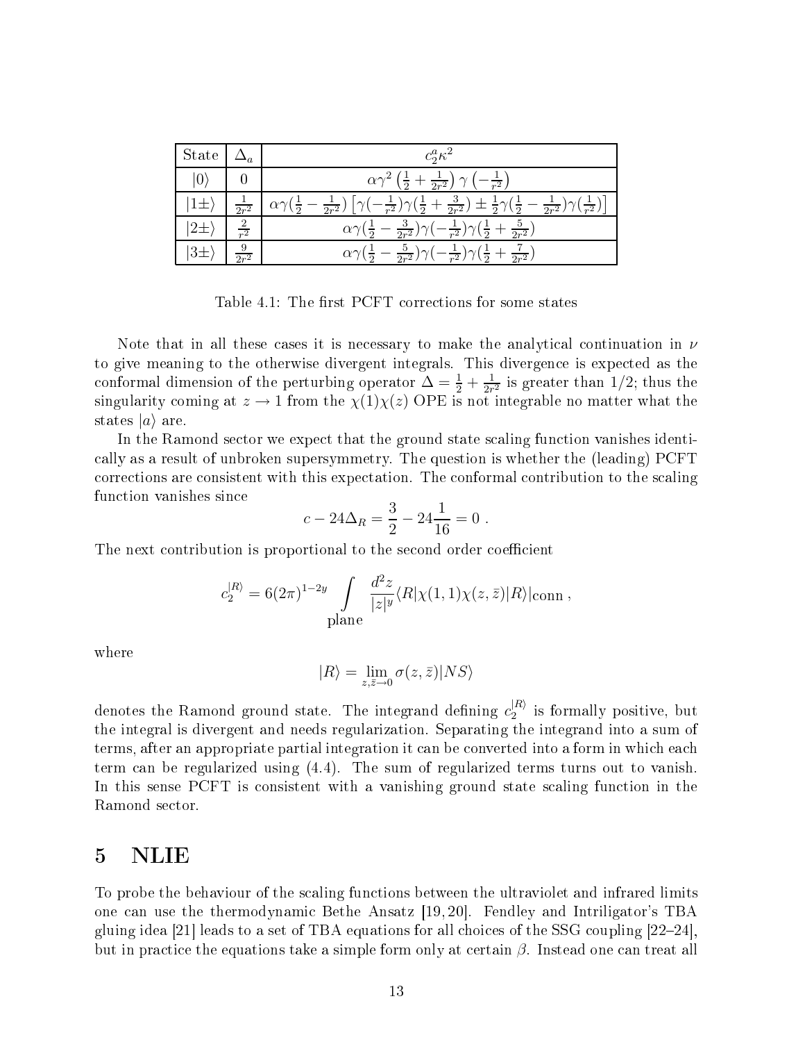| State | $\Delta_a$ | $c_2^a \kappa^2$ |
|---|---|---|
| $\|0\rangle$ | $0$ | $\alpha\gamma^2\left(\frac{1}{2}+\frac{1}{2r^2}\right)\gamma\left(-\frac{1}{r^2}\right)$ |
| $\|1\pm\rangle$ | $\frac{1}{2r^2}$ | $\alpha\gamma(\frac{1}{2}-\frac{1}{2r^2})\left[\gamma(-\frac{1}{r^2})\gamma(\frac{1}{2}+\frac{3}{2r^2})\pm\frac{1}{2}\gamma(\frac{1}{2}-\frac{1}{2r^2})\gamma(\frac{1}{r^2})\right]$ |
| $\|2\pm\rangle$ | $\frac{2}{r^2}$ | $\alpha\gamma(\frac{1}{2}-\frac{3}{2r^2})\gamma(-\frac{1}{r^2})\gamma(\frac{1}{2}+\frac{5}{2r^2})$ |
| $\|3\pm\rangle$ | $\frac{9}{2r^2}$ | $\alpha\gamma(\frac{1}{2}-\frac{5}{2r^2})\gamma(-\frac{1}{r^2})\gamma(\frac{1}{2}+\frac{7}{2r^2})$ |

Table 4.1: The first PCFT corrections for some states

Note that in all these cases it is necessary to make the analytical continuation in $\nu$ to give meaning to the otherwise divergent integrals. This divergence is expected as the conformal dimension of the perturbing operator $\Delta = \frac{1}{2} + \frac{1}{2r^2}$ is greater than $1/2$; thus the singularity coming at $z \to 1$ from the $\chi(1)\chi(z)$ OPE is not integrable no matter what the states $|a\rangle$ are.

In the Ramond sector we expect that the ground state scaling function vanishes identically as a result of unbroken supersymmetry. The question is whether the (leading) PCFT corrections are consistent with this expectation. The conformal contribution to the scaling function vanishes since

$$c - 24\Delta_R = \frac{3}{2} - 24\frac{1}{16} = 0 \ .$$

The next contribution is proportional to the second order coefficient

$$c_2^{|R\rangle} = 6(2\pi)^{1-2y} \int\limits_{\text{plane}} \frac{d^2z}{|z|^y} \langle R|\chi(1,1)\chi(z,\bar{z})|R\rangle|\text{conn} \ ,$$

where

$$|R\rangle = \lim_{z,\bar{z}\to 0} \sigma(z,\bar{z})|NS\rangle$$

denotes the Ramond ground state. The integrand defining $c_2^{|R\rangle}$ is formally positive, but the integral is divergent and needs regularization. Separating the integrand into a sum of terms, after an appropriate partial integration it can be converted into a form in which each term can be regularized using (4.4). The sum of regularized terms turns out to vanish. In this sense PCFT is consistent with a vanishing ground state scaling function in the Ramond sector.

# 5 NLIE

To probe the behaviour of the scaling functions between the ultraviolet and infrared limits one can use the thermodynamic Bethe Ansatz [19, 20]. Fendley and Intriligator's TBA gluing idea [21] leads to a set of TBA equations for all choices of the SSG coupling [22–24], but in practice the equations take a simple form only at certain $\beta$. Instead one can treat all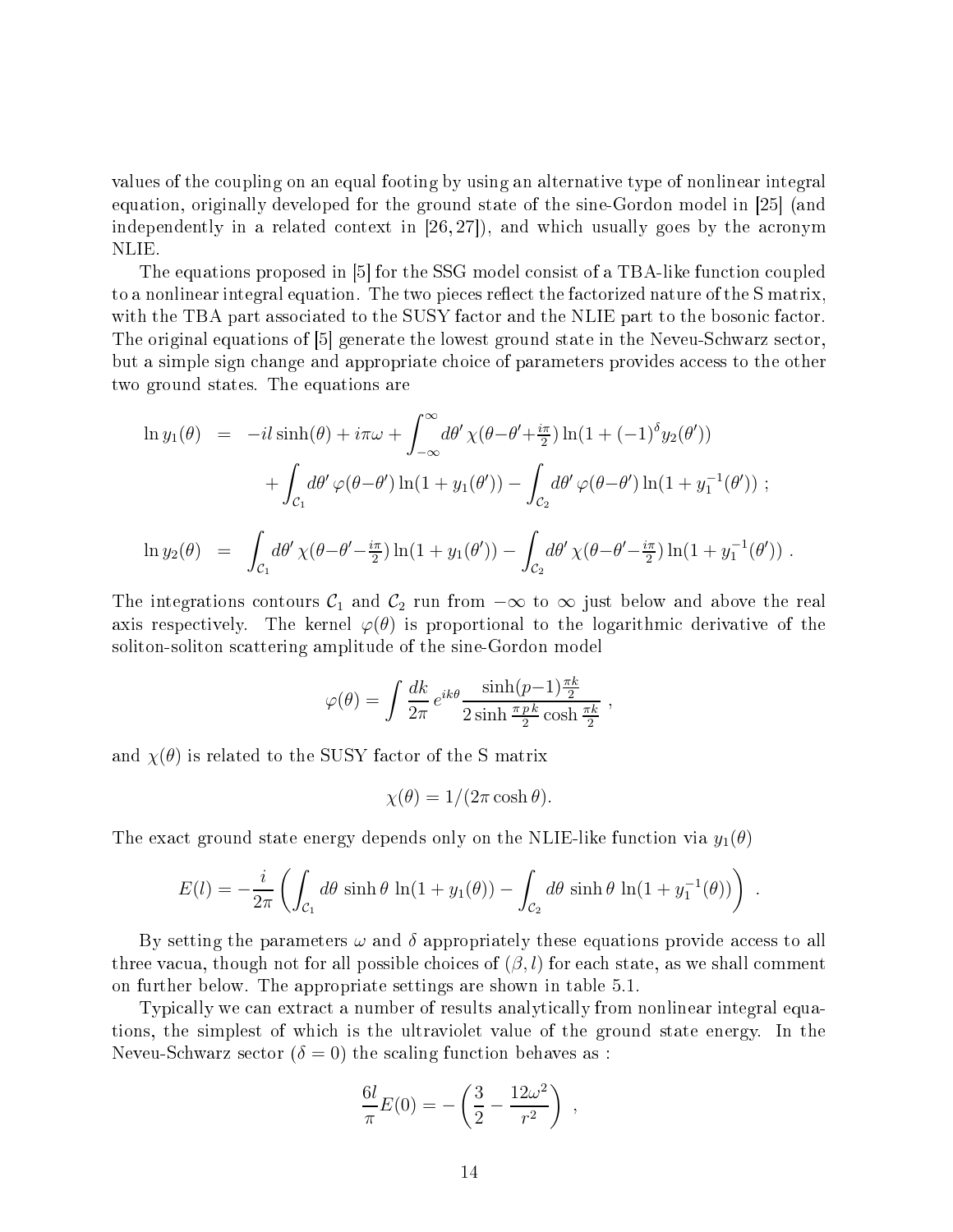values of the coupling on an equal footing by using an alternative type of nonlinear integral equation, originally developed for the ground state of the sine-Gordon model in [25] (and independently in a related context in [26, 27]), and which usually goes by the acronym NLIE.

The equations proposed in [5] for the SSG model consist of a TBA-like function coupled to a nonlinear integral equation. The two pieces reflect the factorized nature of the S matrix, with the TBA part associated to the SUSY factor and the NLIE part to the bosonic factor. The original equations of [5] generate the lowest ground state in the Neveu-Schwarz sector, but a simple sign change and appropriate choice of parameters provides access to the other two ground states. The equations are

$$
\begin{aligned}
\ln y_1(\theta) &= -il\sinh(\theta) + i\pi\omega + \int_{-\infty}^{\infty} d\theta' \, \chi(\theta-\theta'+\tfrac{i\pi}{2}) \ln(1+(-1)^{\delta} y_2(\theta')) \\
&\quad + \int_{\mathcal{C}_1} d\theta' \, \varphi(\theta-\theta') \ln(1+y_1(\theta')) - \int_{\mathcal{C}_2} d\theta' \, \varphi(\theta-\theta') \ln(1+y_1^{-1}(\theta')) \; ; \\
\ln y_2(\theta) &= \int_{\mathcal{C}_1} d\theta' \, \chi(\theta-\theta'-\tfrac{i\pi}{2}) \ln(1+y_1(\theta')) - \int_{\mathcal{C}_2} d\theta' \, \chi(\theta-\theta'-\tfrac{i\pi}{2}) \ln(1+y_1^{-1}(\theta')) \; .
\end{aligned}
$$

The integrations contours $\mathcal{C}_1$ and $\mathcal{C}_2$ run from $-\infty$ to $\infty$ just below and above the real axis respectively. The kernel $\varphi(\theta)$ is proportional to the logarithmic derivative of the soliton-soliton scattering amplitude of the sine-Gordon model

$$
\varphi(\theta) = \int \frac{dk}{2\pi} \, e^{ik\theta} \frac{\sinh(p-1)\frac{\pi k}{2}}{2\sinh\frac{\pi p k}{2}\cosh\frac{\pi k}{2}} \; ,
$$

and $\chi(\theta)$ is related to the SUSY factor of the S matrix

$$
\chi(\theta) = 1/(2\pi\cosh\theta).
$$

The exact ground state energy depends only on the NLIE-like function via $y_1(\theta)$

$$
E(l) = -\frac{i}{2\pi}\left( \int_{\mathcal{C}_1} d\theta \, \sinh\theta \, \ln(1+y_1(\theta)) - \int_{\mathcal{C}_2} d\theta \, \sinh\theta \, \ln(1+y_1^{-1}(\theta)) \right) \; .
$$

By setting the parameters $\omega$ and $\delta$ appropriately these equations provide access to all three vacua, though not for all possible choices of $(\beta, l)$ for each state, as we shall comment on further below. The appropriate settings are shown in table 5.1.

Typically we can extract a number of results analytically from nonlinear integral equations, the simplest of which is the ultraviolet value of the ground state energy. In the Neveu-Schwarz sector ($\delta = 0$) the scaling function behaves as :

$$
\frac{6l}{\pi} E(0) = -\left( \frac{3}{2} - \frac{12\omega^2}{r^2} \right) \; ,
$$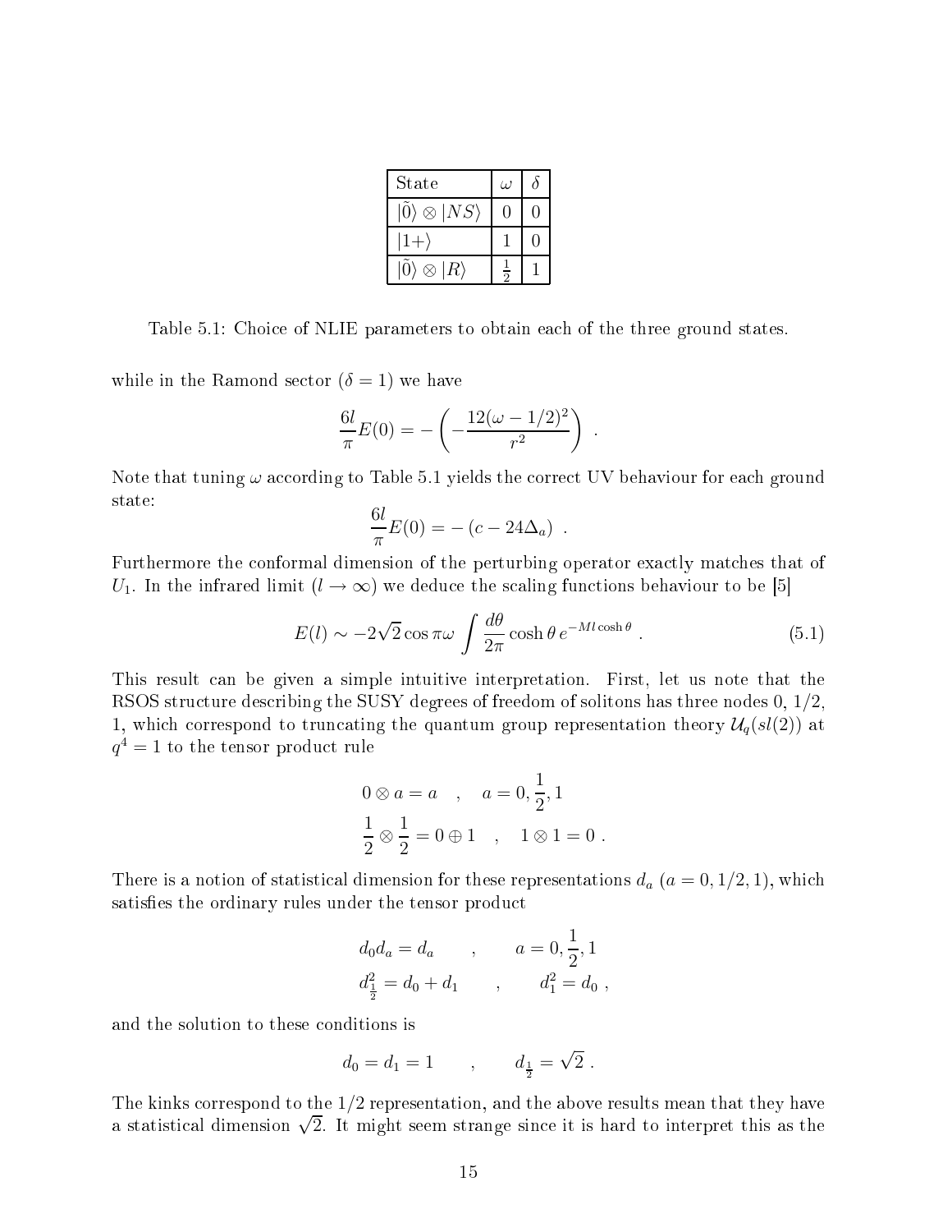| State | $\omega$ | $\delta$ |
|---|---|---|
| $\lvert\tilde{0}\rangle \otimes \lvert NS\rangle$ | 0 | 0 |
| $\lvert 1+\rangle$ | 1 | 0 |
| $\lvert\tilde{0}\rangle \otimes \lvert R\rangle$ | $\frac{1}{2}$ | 1 |

Table 5.1: Choice of NLIE parameters to obtain each of the three ground states.

while in the Ramond sector ($\delta = 1$) we have

$$\frac{6l}{\pi}E(0) = -\left(-\frac{12(\omega - 1/2)^2}{r^2}\right) \ .$$

Note that tuning $\omega$ according to Table 5.1 yields the correct UV behaviour for each ground state:

$$\frac{6l}{\pi}E(0) = -\left(c - 24\Delta_a\right) \ .$$

Furthermore the conformal dimension of the perturbing operator exactly matches that of $U_1$. In the infrared limit ($l \to \infty$) we deduce the scaling functions behaviour to be [5]

$$E(l) \sim -2\sqrt{2}\cos\pi\omega \int \frac{d\theta}{2\pi}\cosh\theta\, e^{-Ml\cosh\theta} \ . \tag{5.1}$$

This result can be given a simple intuitive interpretation. First, let us note that the RSOS structure describing the SUSY degrees of freedom of solitons has three nodes 0, 1/2, 1, which correspond to truncating the quantum group representation theory $\mathcal{U}_q(sl(2))$ at $q^4 = 1$ to the tensor product rule

$$\begin{aligned}
&0 \otimes a = a \quad , \quad a = 0, \frac{1}{2}, 1 \\
&\frac{1}{2} \otimes \frac{1}{2} = 0 \oplus 1 \quad , \quad 1 \otimes 1 = 0 \ .
\end{aligned}$$

There is a notion of statistical dimension for these representations $d_a$ ($a = 0, 1/2, 1$), which satisfies the ordinary rules under the tensor product

$$\begin{aligned}
&d_0 d_a = d_a \qquad , \qquad a = 0, \frac{1}{2}, 1 \\
&d_{\frac{1}{2}}^2 = d_0 + d_1 \qquad , \qquad d_1^2 = d_0 \ ,
\end{aligned}$$

and the solution to these conditions is

$$d_0 = d_1 = 1 \qquad , \qquad d_{\frac{1}{2}} = \sqrt{2} \ .$$

The kinks correspond to the 1/2 representation, and the above results mean that they have a statistical dimension $\sqrt{2}$. It might seem strange since it is hard to interpret this as the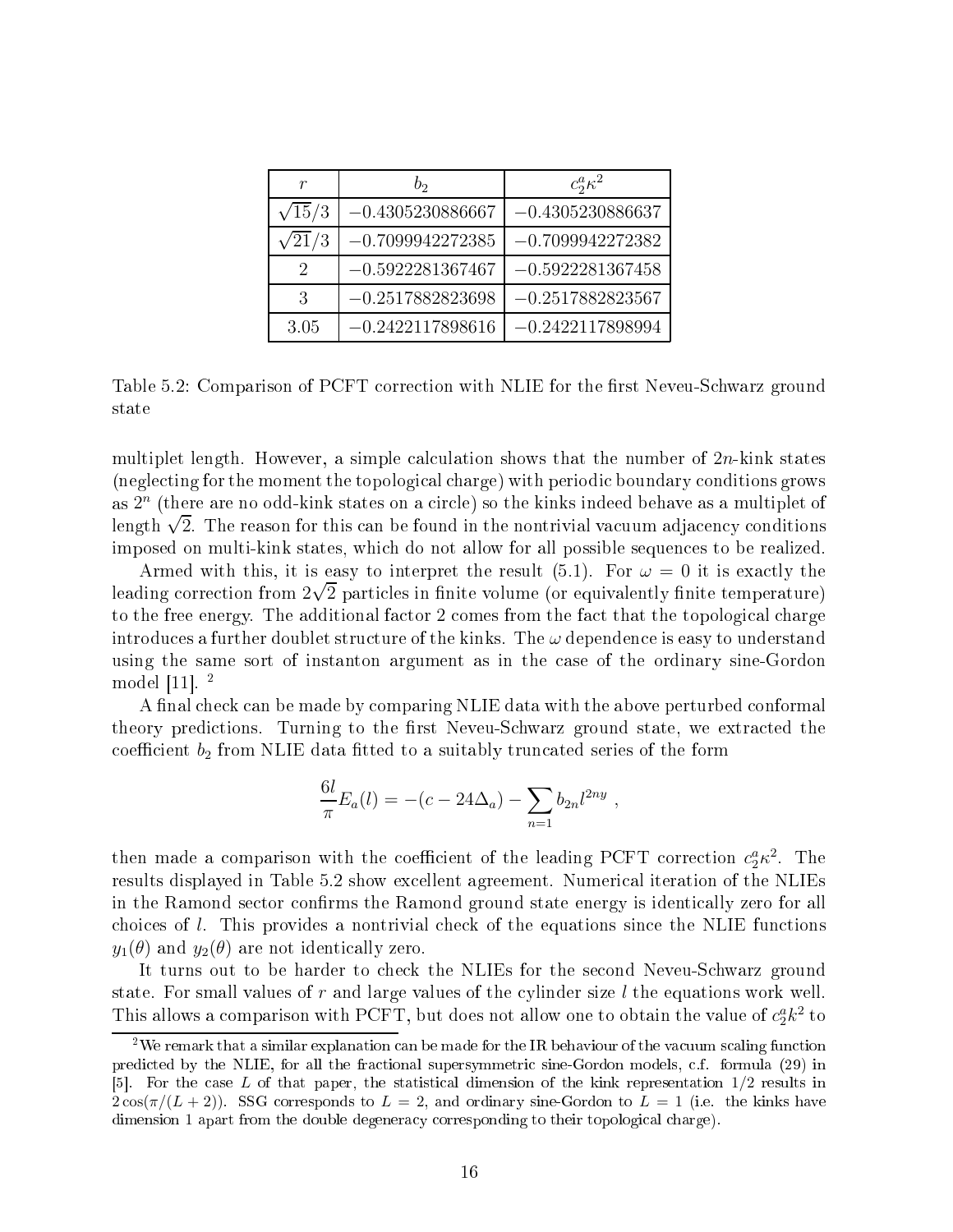| $r$ | $b_2$ | $c_2^a \kappa^2$ |
|---|---|---|
| $\sqrt{15}/3$ | $-0.4305230886667$ | $-0.4305230886637$ |
| $\sqrt{21}/3$ | $-0.7099942272385$ | $-0.7099942272382$ |
| 2 | $-0.5922281367467$ | $-0.5922281367458$ |
| 3 | $-0.2517882823698$ | $-0.2517882823567$ |
| 3.05 | $-0.2422117898616$ | $-0.2422117898994$ |

Table 5.2: Comparison of PCFT correction with NLIE for the first Neveu-Schwarz ground state

multiplet length. However, a simple calculation shows that the number of $2n$-kink states (neglecting for the moment the topological charge) with periodic boundary conditions grows as $2^n$ (there are no odd-kink states on a circle) so the kinks indeed behave as a multiplet of length $\sqrt{2}$. The reason for this can be found in the nontrivial vacuum adjacency conditions imposed on multi-kink states, which do not allow for all possible sequences to be realized.

Armed with this, it is easy to interpret the result (5.1). For $\omega = 0$ it is exactly the leading correction from $2\sqrt{2}$ particles in finite volume (or equivalently finite temperature) to the free energy. The additional factor 2 comes from the fact that the topological charge introduces a further doublet structure of the kinks. The $\omega$ dependence is easy to understand using the same sort of instanton argument as in the case of the ordinary sine-Gordon model [11]. [2]

A final check can be made by comparing NLIE data with the above perturbed conformal theory predictions. Turning to the first Neveu-Schwarz ground state, we extracted the coefficient $b_2$ from NLIE data fitted to a suitably truncated series of the form

$$\frac{6l}{\pi} E_a(l) = -(c - 24\Delta_a) - \sum_{n=1} b_{2n} l^{2ny} ,$$

then made a comparison with the coefficient of the leading PCFT correction $c_2^a \kappa^2$. The results displayed in Table 5.2 show excellent agreement. Numerical iteration of the NLIEs in the Ramond sector confirms the Ramond ground state energy is identically zero for all choices of $l$. This provides a nontrivial check of the equations since the NLIE functions $y_1(\theta)$ and $y_2(\theta)$ are not identically zero.

It turns out to be harder to check the NLIEs for the second Neveu-Schwarz ground state. For small values of $r$ and large values of the cylinder size $l$ the equations work well. This allows a comparison with PCFT, but does not allow one to obtain the value of $c_2^a k^2$ to

[2] We remark that a similar explanation can be made for the IR behaviour of the vacuum scaling function predicted by the NLIE, for all the fractional supersymmetric sine-Gordon models, c.f. formula (29) in [5]. For the case $L$ of that paper, the statistical dimension of the kink representation $1/2$ results in $2\cos(\pi/(L+2))$. SSG corresponds to $L = 2$, and ordinary sine-Gordon to $L = 1$ (i.e. the kinks have dimension 1 apart from the double degeneracy corresponding to their topological charge).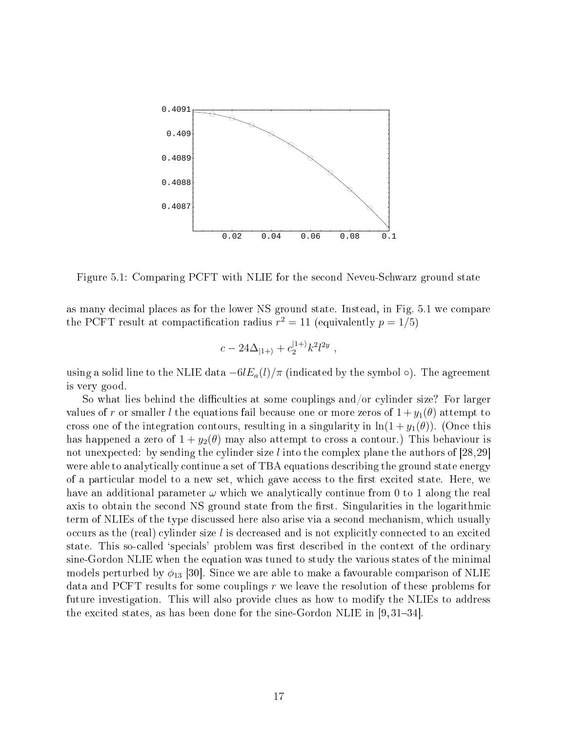Figure 5.1: Comparing PCFT with NLIE for the second Neveu-Schwarz ground state

as many decimal places as for the lower NS ground state. Instead, in Fig. 5.1 we compare the PCFT result at compactification radius $r^2 = 11$ (equivalently $p = 1/5$)

$$c - 24\Delta_{|1+\rangle} + c_2^{|1+\rangle} k^2 l^{2y} ,$$

using a solid line to the NLIE data $-6lE_a(l)/\pi$ (indicated by the symbol $\circ$). The agreement is very good.

So what lies behind the difficulties at some couplings and/or cylinder size? For larger values of $r$ or smaller $l$ the equations fail because one or more zeros of $1 + y_1(\theta)$ attempt to cross one of the integration contours, resulting in a singularity in $\ln(1 + y_1(\theta))$. (Once this has happened a zero of $1 + y_2(\theta)$ may also attempt to cross a contour.) This behaviour is not unexpected: by sending the cylinder size $l$ into the complex plane the authors of [28,29] were able to analytically continue a set of TBA equations describing the ground state energy of a particular model to a new set, which gave access to the first excited state. Here, we have an additional parameter $\omega$ which we analytically continue from 0 to 1 along the real axis to obtain the second NS ground state from the first. Singularities in the logarithmic term of NLIEs of the type discussed here also arise via a second mechanism, which usually occurs as the (real) cylinder size $l$ is decreased and is not explicitly connected to an excited state. This so-called 'specials' problem was first described in the context of the ordinary sine-Gordon NLIE when the equation was tuned to study the various states of the minimal models perturbed by $\phi_{13}$ [30]. Since we are able to make a favourable comparison of NLIE data and PCFT results for some couplings $r$ we leave the resolution of these problems for future investigation. This will also provide clues as how to modify the NLIEs to address the excited states, as has been done for the sine-Gordon NLIE in [9, 31–34].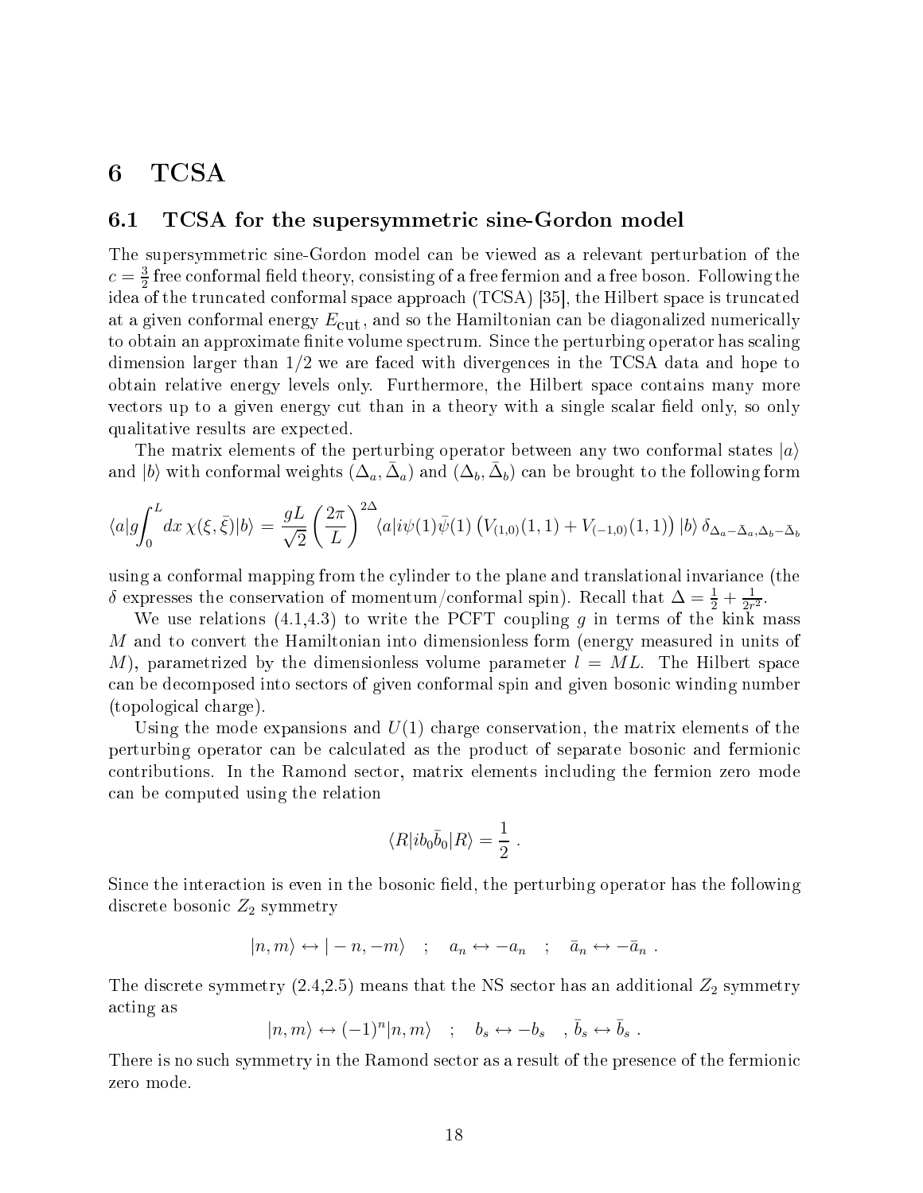# 6 TCSA

## 6.1 TCSA for the supersymmetric sine-Gordon model

The supersymmetric sine-Gordon model can be viewed as a relevant perturbation of the $c = \frac{3}{2}$ free conformal field theory, consisting of a free fermion and a free boson. Following the idea of the truncated conformal space approach (TCSA) [35], the Hilbert space is truncated at a given conformal energy $E_{\text{cut}}$, and so the Hamiltonian can be diagonalized numerically to obtain an approximate finite volume spectrum. Since the perturbing operator has scaling dimension larger than $1/2$ we are faced with divergences in the TCSA data and hope to obtain relative energy levels only. Furthermore, the Hilbert space contains many more vectors up to a given energy cut than in a theory with a single scalar field only, so only qualitative results are expected.

The matrix elements of the perturbing operator between any two conformal states $|a\rangle$ and $|b\rangle$ with conformal weights $(\Delta_a, \bar{\Delta}_a)$ and $(\Delta_b, \bar{\Delta}_b)$ can be brought to the following form

$$\langle a|g\int_0^L dx\, \chi(\xi,\bar{\xi})|b\rangle = \frac{gL}{\sqrt{2}}\left(\frac{2\pi}{L}\right)^{2\Delta}\langle a|i\psi(1)\bar{\psi}(1)\left(V_{(1,0)}(1,1)+V_{(-1,0)}(1,1)\right)|b\rangle\,\delta_{\Delta_a-\bar{\Delta}_a,\Delta_b-\bar{\Delta}_b}$$

using a conformal mapping from the cylinder to the plane and translational invariance (the $\delta$ expresses the conservation of momentum/conformal spin). Recall that $\Delta = \frac{1}{2} + \frac{1}{2r^2}$.

We use relations (4.1,4.3) to write the PCFT coupling $g$ in terms of the kink mass $M$ and to convert the Hamiltonian into dimensionless form (energy measured in units of $M$), parametrized by the dimensionless volume parameter $l = ML$. The Hilbert space can be decomposed into sectors of given conformal spin and given bosonic winding number (topological charge).

Using the mode expansions and $U(1)$ charge conservation, the matrix elements of the perturbing operator can be calculated as the product of separate bosonic and fermionic contributions. In the Ramond sector, matrix elements including the fermion zero mode can be computed using the relation

$$\langle R|ib_0\bar{b}_0|R\rangle = \frac{1}{2}\ .$$

Since the interaction is even in the bosonic field, the perturbing operator has the following discrete bosonic $Z_2$ symmetry

$$|n,m\rangle \leftrightarrow |-n,-m\rangle \quad ; \quad a_n \leftrightarrow -a_n \quad ; \quad \bar{a}_n \leftrightarrow -\bar{a}_n\ .$$

The discrete symmetry (2.4,2.5) means that the NS sector has an additional $Z_2$ symmetry acting as

$$|n,m\rangle \leftrightarrow (-1)^n|n,m\rangle \quad ; \quad b_s \leftrightarrow -b_s \quad , \bar{b}_s \leftrightarrow \bar{b}_s\ .$$

There is no such symmetry in the Ramond sector as a result of the presence of the fermionic zero mode.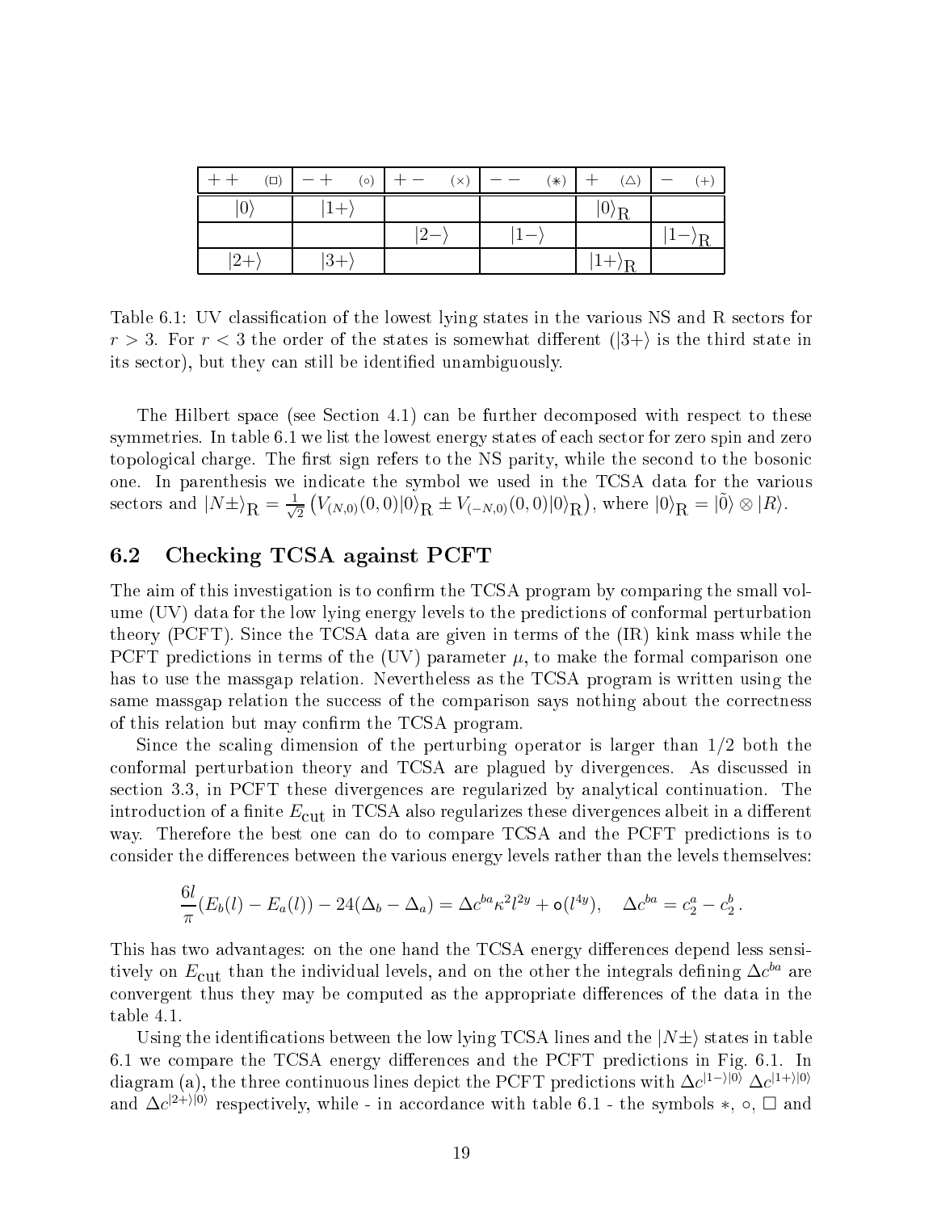| $++ \quad (\square)$ | $-+ \quad (\circ)$ | $+- \quad (\times)$ | $-- \quad (*)$ | $+ \quad (\triangle)$ | $- \quad (+)$ |
|---|---|---|---|---|---|
| $\lvert 0\rangle$ | $\lvert 1+\rangle$ | | | $\lvert 0\rangle_{\mathrm{R}}$ | |
| | | $\lvert 2-\rangle$ | $\lvert 1-\rangle$ | | $\lvert 1-\rangle_{\mathrm{R}}$ |
| $\lvert 2+\rangle$ | $\lvert 3+\rangle$ | | | $\lvert 1+\rangle_{\mathrm{R}}$ | |

Table 6.1: UV classification of the lowest lying states in the various NS and R sectors for $r > 3$. For $r < 3$ the order of the states is somewhat different ($|3+\rangle$ is the third state in its sector), but they can still be identified unambiguously.

The Hilbert space (see Section 4.1) can be further decomposed with respect to these symmetries. In table 6.1 we list the lowest energy states of each sector for zero spin and zero topological charge. The first sign refers to the NS parity, while the second to the bosonic one. In parenthesis we indicate the symbol we used in the TCSA data for the various sectors and $|N\pm\rangle_{\mathrm{R}} = \frac{1}{\sqrt{2}}\left(V_{(N,0)}(0,0)|0\rangle_{\mathrm{R}} \pm V_{(-N,0)}(0,0)|0\rangle_{\mathrm{R}}\right)$, where $|0\rangle_{\mathrm{R}} = |\tilde{0}\rangle \otimes |R\rangle$.

## 6.2 Checking TCSA against PCFT

The aim of this investigation is to confirm the TCSA program by comparing the small volume (UV) data for the low lying energy levels to the predictions of conformal perturbation theory (PCFT). Since the TCSA data are given in terms of the (IR) kink mass while the PCFT predictions in terms of the (UV) parameter $\mu$, to make the formal comparison one has to use the massgap relation. Nevertheless as the TCSA program is written using the same massgap relation the success of the comparison says nothing about the correctness of this relation but may confirm the TCSA program.

Since the scaling dimension of the perturbing operator is larger than $1/2$ both the conformal perturbation theory and TCSA are plagued by divergences. As discussed in section 3.3, in PCFT these divergences are regularized by analytical continuation. The introduction of a finite $E_{\mathrm{cut}}$ in TCSA also regularizes these divergences albeit in a different way. Therefore the best one can do to compare TCSA and the PCFT predictions is to consider the differences between the various energy levels rather than the levels themselves:

$$\frac{6l}{\pi}(E_b(l) - E_a(l)) - 24(\Delta_b - \Delta_a) = \Delta c^{ba}\kappa^2 l^{2y} + o(l^{4y}), \quad \Delta c^{ba} = c_2^a - c_2^b\,.$$

This has two advantages: on the one hand the TCSA energy differences depend less sensitively on $E_{\mathrm{cut}}$ than the individual levels, and on the other the integrals defining $\Delta c^{ba}$ are convergent thus they may be computed as the appropriate differences of the data in the table 4.1.

Using the identifications between the low lying TCSA lines and the $|N\pm\rangle$ states in table 6.1 we compare the TCSA energy differences and the PCFT predictions in Fig. 6.1. In diagram (a), the three continuous lines depict the PCFT predictions with $\Delta c^{|1-\rangle|0\rangle}$ $\Delta c^{|1+\rangle|0\rangle}$ and $\Delta c^{|2+\rangle|0\rangle}$ respectively, while - in accordance with table 6.1 - the symbols $*$, $\circ$, $\square$ and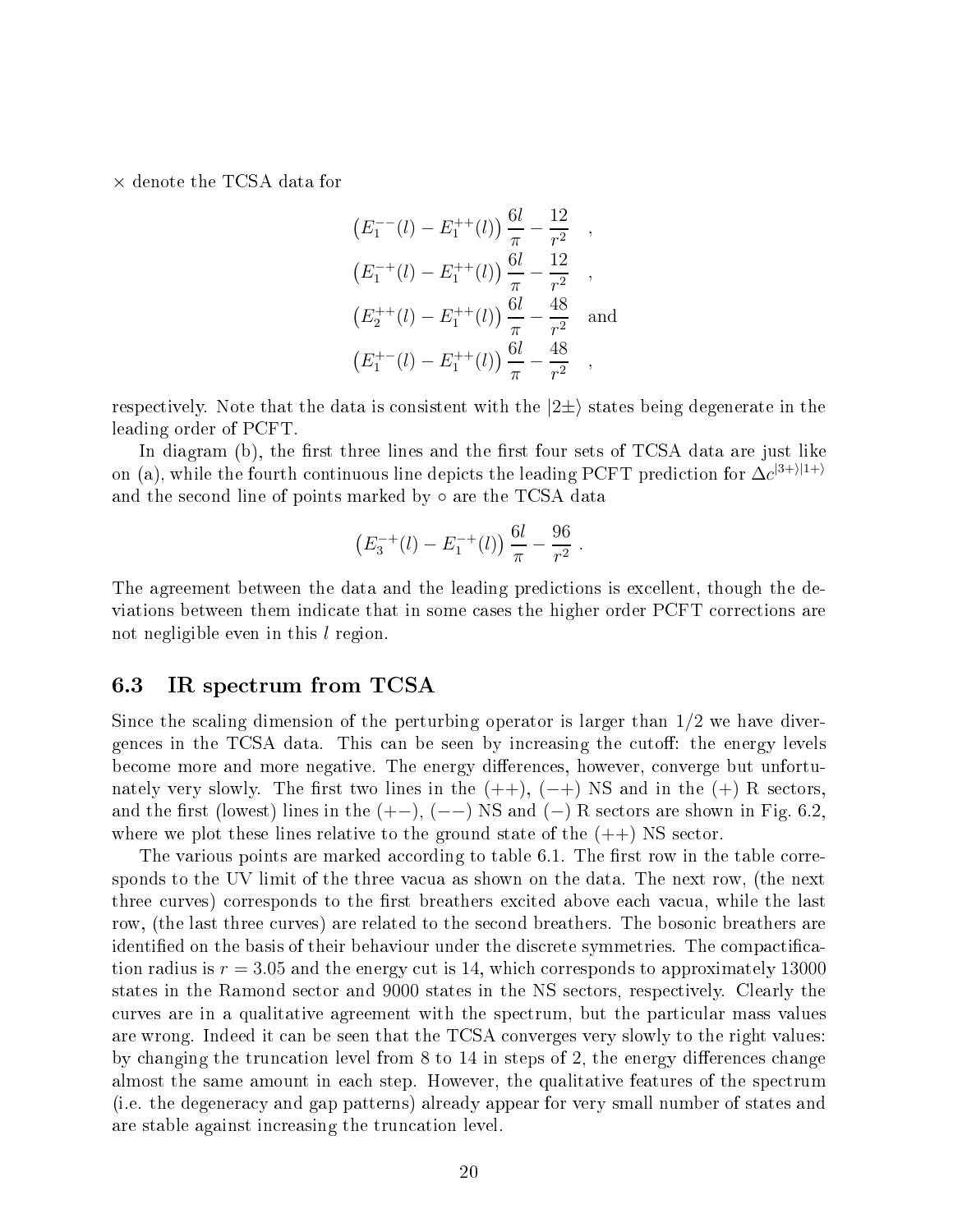$\times$ denote the TCSA data for

$$
\begin{aligned}
&\left(E_1^{--}(l) - E_1^{++}(l)\right)\frac{6l}{\pi} - \frac{12}{r^2} \quad , \\
&\left(E_1^{-+}(l) - E_1^{++}(l)\right)\frac{6l}{\pi} - \frac{12}{r^2} \quad , \\
&\left(E_2^{++}(l) - E_1^{++}(l)\right)\frac{6l}{\pi} - \frac{48}{r^2} \quad \text{and} \\
&\left(E_1^{+-}(l) - E_1^{++}(l)\right)\frac{6l}{\pi} - \frac{48}{r^2} \quad ,
\end{aligned}
$$

respectively. Note that the data is consistent with the $|2\pm\rangle$ states being degenerate in the leading order of PCFT.

In diagram (b), the first three lines and the first four sets of TCSA data are just like on (a), while the fourth continuous line depicts the leading PCFT prediction for $\Delta c^{|3+\rangle|1+\rangle}$ and the second line of points marked by $\circ$ are the TCSA data

$$
\left(E_3^{-+}(l) - E_1^{-+}(l)\right)\frac{6l}{\pi} - \frac{96}{r^2} \ .
$$

The agreement between the data and the leading predictions is excellent, though the deviations between them indicate that in some cases the higher order PCFT corrections are not negligible even in this $l$ region.

### 6.3 IR spectrum from TCSA

Since the scaling dimension of the perturbing operator is larger than $1/2$ we have divergences in the TCSA data. This can be seen by increasing the cutoff: the energy levels become more and more negative. The energy differences, however, converge but unfortunately very slowly. The first two lines in the $(++)$, $(-+)$ NS and in the $(+)$ R sectors, and the first (lowest) lines in the $(+-)$, $(--)$ NS and $(-)$ R sectors are shown in Fig. 6.2, where we plot these lines relative to the ground state of the $(++)$ NS sector.

The various points are marked according to table 6.1. The first row in the table corresponds to the UV limit of the three vacua as shown on the data. The next row, (the next three curves) corresponds to the first breathers excited above each vacua, while the last row, (the last three curves) are related to the second breathers. The bosonic breathers are identified on the basis of their behaviour under the discrete symmetries. The compactification radius is $r = 3.05$ and the energy cut is 14, which corresponds to approximately 13000 states in the Ramond sector and 9000 states in the NS sectors, respectively. Clearly the curves are in a qualitative agreement with the spectrum, but the particular mass values are wrong. Indeed it can be seen that the TCSA converges very slowly to the right values: by changing the truncation level from 8 to 14 in steps of 2, the energy differences change almost the same amount in each step. However, the qualitative features of the spectrum (i.e. the degeneracy and gap patterns) already appear for very small number of states and are stable against increasing the truncation level.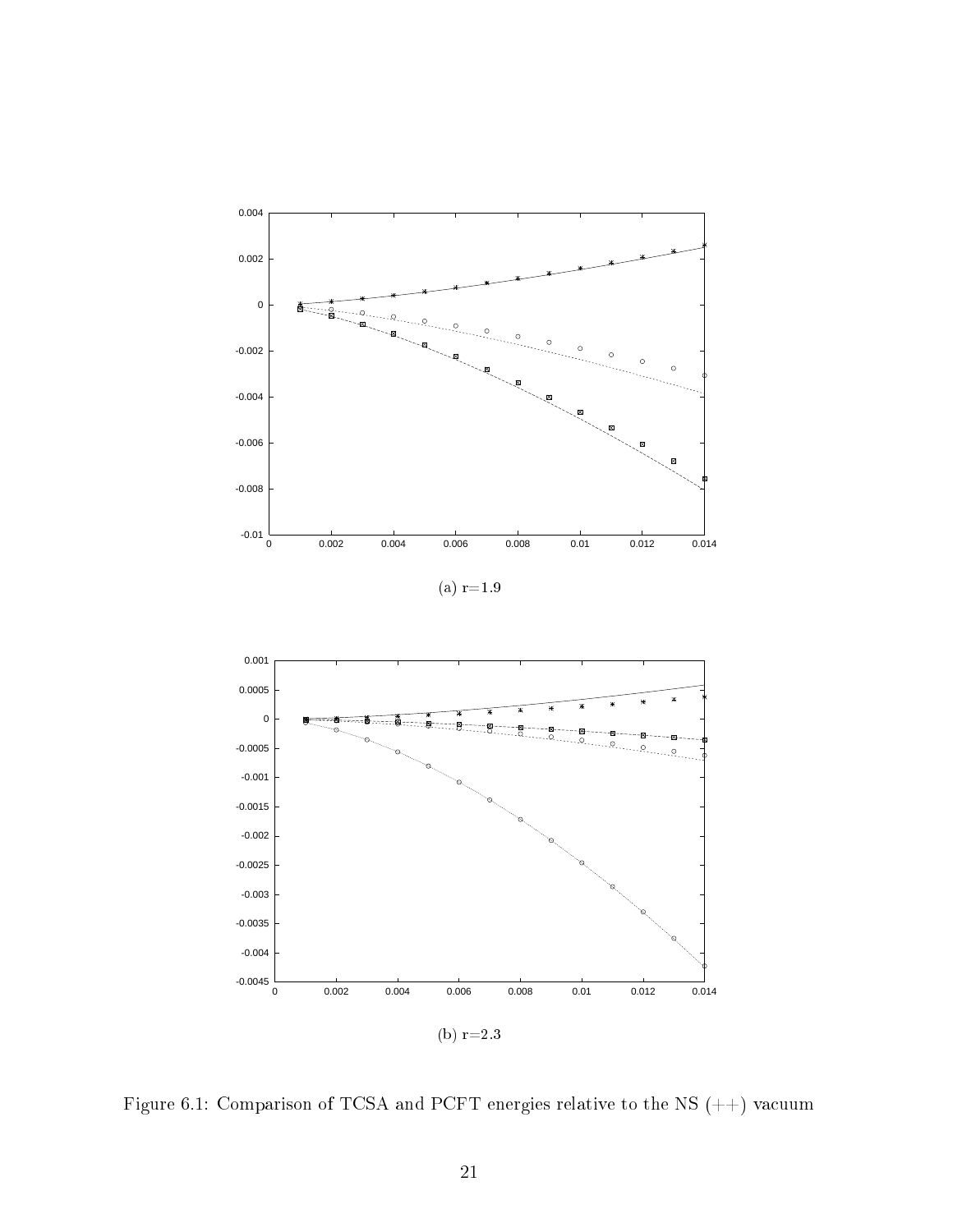(a) r=1.9

(b) r=2.3

Figure 6.1: Comparison of TCSA and PCFT energies relative to the NS (++) vacuum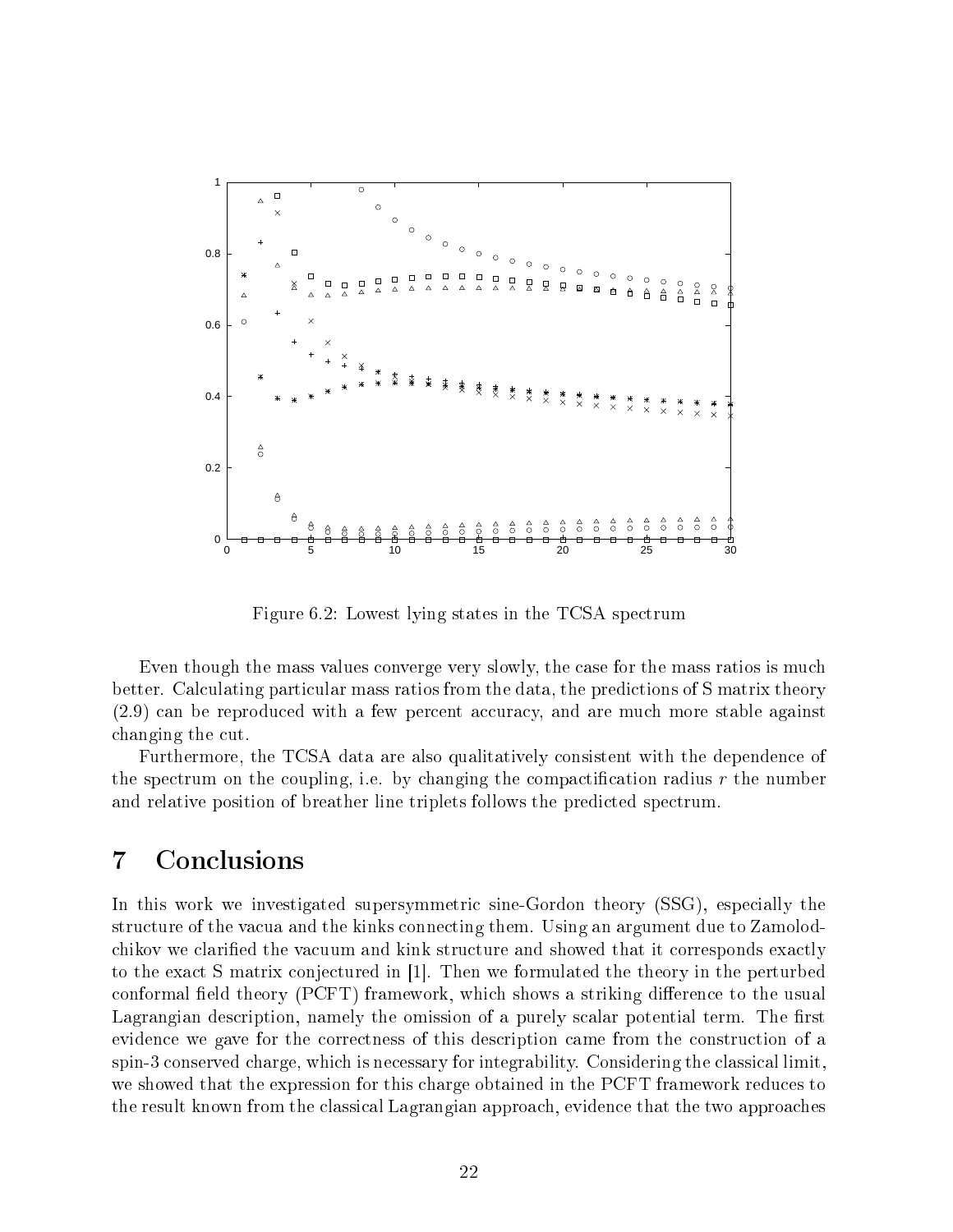Figure 6.2: Lowest lying states in the TCSA spectrum

Even though the mass values converge very slowly, the case for the mass ratios is much better. Calculating particular mass ratios from the data, the predictions of S matrix theory (2.9) can be reproduced with a few percent accuracy, and are much more stable against changing the cut.

Furthermore, the TCSA data are also qualitatively consistent with the dependence of the spectrum on the coupling, i.e. by changing the compactification radius $r$ the number and relative position of breather line triplets follows the predicted spectrum.

# 7 Conclusions

In this work we investigated supersymmetric sine-Gordon theory (SSG), especially the structure of the vacua and the kinks connecting them. Using an argument due to Zamolodchikov we clarified the vacuum and kink structure and showed that it corresponds exactly to the exact S matrix conjectured in [1]. Then we formulated the theory in the perturbed conformal field theory (PCFT) framework, which shows a striking difference to the usual Lagrangian description, namely the omission of a purely scalar potential term. The first evidence we gave for the correctness of this description came from the construction of a spin-3 conserved charge, which is necessary for integrability. Considering the classical limit, we showed that the expression for this charge obtained in the PCFT framework reduces to the result known from the classical Lagrangian approach, evidence that the two approaches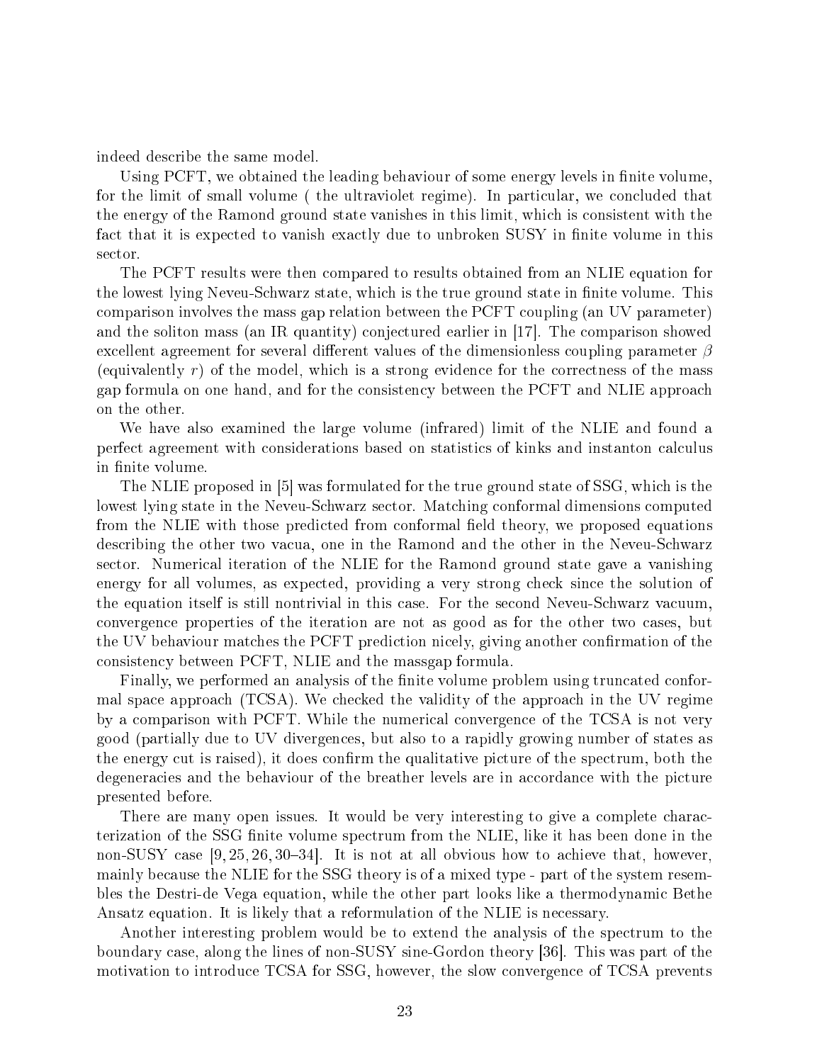indeed describe the same model.

Using PCFT, we obtained the leading behaviour of some energy levels in finite volume, for the limit of small volume ( the ultraviolet regime). In particular, we concluded that the energy of the Ramond ground state vanishes in this limit, which is consistent with the fact that it is expected to vanish exactly due to unbroken SUSY in finite volume in this sector.

The PCFT results were then compared to results obtained from an NLIE equation for the lowest lying Neveu-Schwarz state, which is the true ground state in finite volume. This comparison involves the mass gap relation between the PCFT coupling (an UV parameter) and the soliton mass (an IR quantity) conjectured earlier in [17]. The comparison showed excellent agreement for several different values of the dimensionless coupling parameter $\beta$ (equivalently $r$) of the model, which is a strong evidence for the correctness of the mass gap formula on one hand, and for the consistency between the PCFT and NLIE approach on the other.

We have also examined the large volume (infrared) limit of the NLIE and found a perfect agreement with considerations based on statistics of kinks and instanton calculus in finite volume.

The NLIE proposed in [5] was formulated for the true ground state of SSG, which is the lowest lying state in the Neveu-Schwarz sector. Matching conformal dimensions computed from the NLIE with those predicted from conformal field theory, we proposed equations describing the other two vacua, one in the Ramond and the other in the Neveu-Schwarz sector. Numerical iteration of the NLIE for the Ramond ground state gave a vanishing energy for all volumes, as expected, providing a very strong check since the solution of the equation itself is still nontrivial in this case. For the second Neveu-Schwarz vacuum, convergence properties of the iteration are not as good as for the other two cases, but the UV behaviour matches the PCFT prediction nicely, giving another confirmation of the consistency between PCFT, NLIE and the massgap formula.

Finally, we performed an analysis of the finite volume problem using truncated conformal space approach (TCSA). We checked the validity of the approach in the UV regime by a comparison with PCFT. While the numerical convergence of the TCSA is not very good (partially due to UV divergences, but also to a rapidly growing number of states as the energy cut is raised), it does confirm the qualitative picture of the spectrum, both the degeneracies and the behaviour of the breather levels are in accordance with the picture presented before.

There are many open issues. It would be very interesting to give a complete characterization of the SSG finite volume spectrum from the NLIE, like it has been done in the non-SUSY case [9, 25, 26, 30–34]. It is not at all obvious how to achieve that, however, mainly because the NLIE for the SSG theory is of a mixed type - part of the system resembles the Destri-de Vega equation, while the other part looks like a thermodynamic Bethe Ansatz equation. It is likely that a reformulation of the NLIE is necessary.

Another interesting problem would be to extend the analysis of the spectrum to the boundary case, along the lines of non-SUSY sine-Gordon theory [36]. This was part of the motivation to introduce TCSA for SSG, however, the slow convergence of TCSA prevents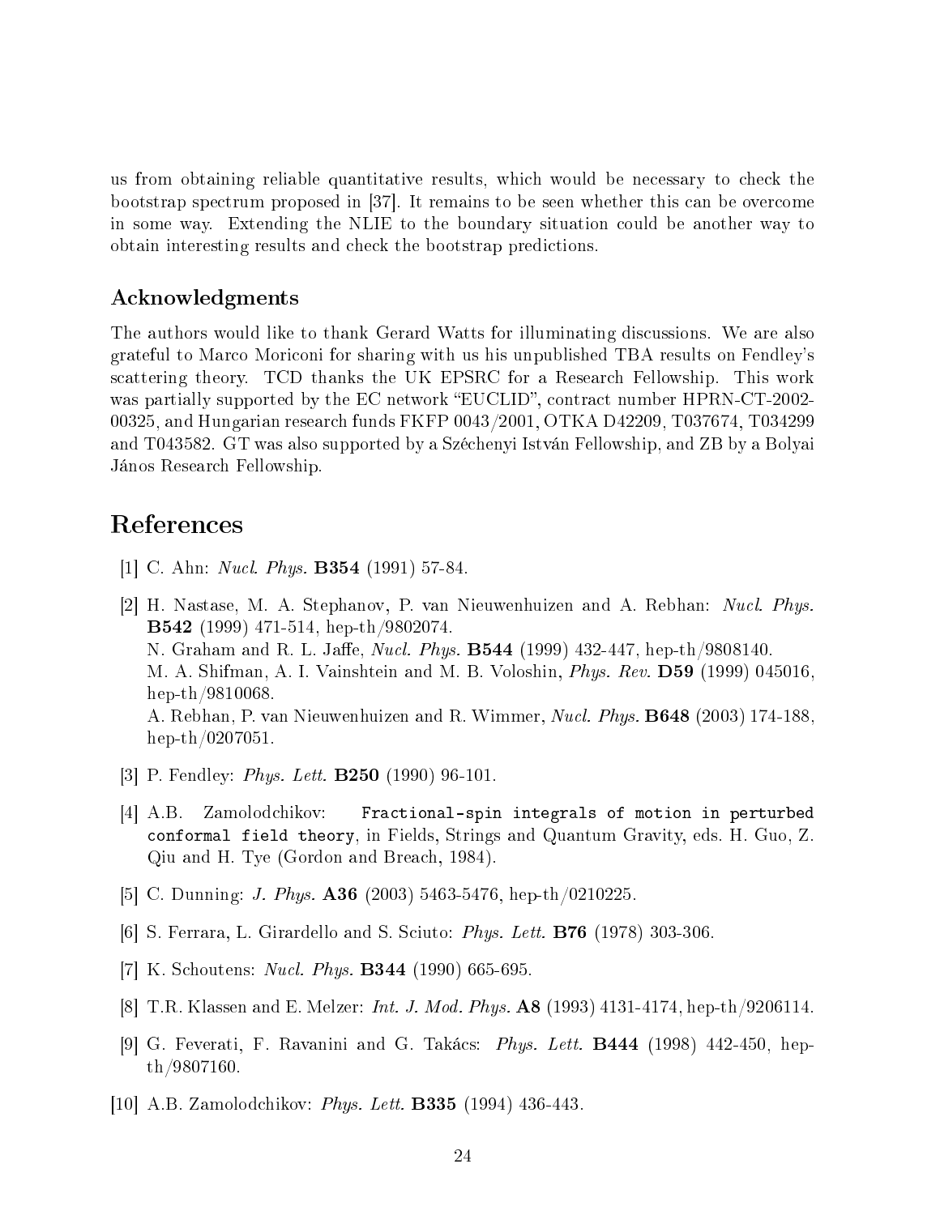us from obtaining reliable quantitative results, which would be necessary to check the bootstrap spectrum proposed in [37]. It remains to be seen whether this can be overcome in some way. Extending the NLIE to the boundary situation could be another way to obtain interesting results and check the bootstrap predictions.

### Acknowledgments

The authors would like to thank Gerard Watts for illuminating discussions. We are also grateful to Marco Moriconi for sharing with us his unpublished TBA results on Fendley's scattering theory. TCD thanks the UK EPSRC for a Research Fellowship. This work was partially supported by the EC network "EUCLID", contract number HPRN-CT-2002-00325, and Hungarian research funds FKFP 0043/2001, OTKA D42209, T037674, T034299 and T043582. GT was also supported by a Széchenyi István Fellowship, and ZB by a Bolyai János Research Fellowship.

## References

[1] C. Ahn: *Nucl. Phys.* **B354** (1991) 57-84.

[2] H. Nastase, M. A. Stephanov, P. van Nieuwenhuizen and A. Rebhan: *Nucl. Phys.* **B542** (1999) 471-514, hep-th/9802074.
N. Graham and R. L. Jaffe, *Nucl. Phys.* **B544** (1999) 432-447, hep-th/9808140.
M. A. Shifman, A. I. Vainshtein and M. B. Voloshin, *Phys. Rev.* **D59** (1999) 045016, hep-th/9810068.
A. Rebhan, P. van Nieuwenhuizen and R. Wimmer, *Nucl. Phys.* **B648** (2003) 174-188, hep-th/0207051.

[3] P. Fendley: *Phys. Lett.* **B250** (1990) 96-101.

[4] A.B. Zamolodchikov: `Fractional-spin integrals of motion in perturbed conformal field theory`, in Fields, Strings and Quantum Gravity, eds. H. Guo, Z. Qiu and H. Tye (Gordon and Breach, 1984).

[5] C. Dunning: *J. Phys.* **A36** (2003) 5463-5476, hep-th/0210225.

[6] S. Ferrara, L. Girardello and S. Sciuto: *Phys. Lett.* **B76** (1978) 303-306.

[7] K. Schoutens: *Nucl. Phys.* **B344** (1990) 665-695.

[8] T.R. Klassen and E. Melzer: *Int. J. Mod. Phys.* **A8** (1993) 4131-4174, hep-th/9206114.

[9] G. Feverati, F. Ravanini and G. Takács: *Phys. Lett.* **B444** (1998) 442-450, hep-th/9807160.

[10] A.B. Zamolodchikov: *Phys. Lett.* **B335** (1994) 436-443.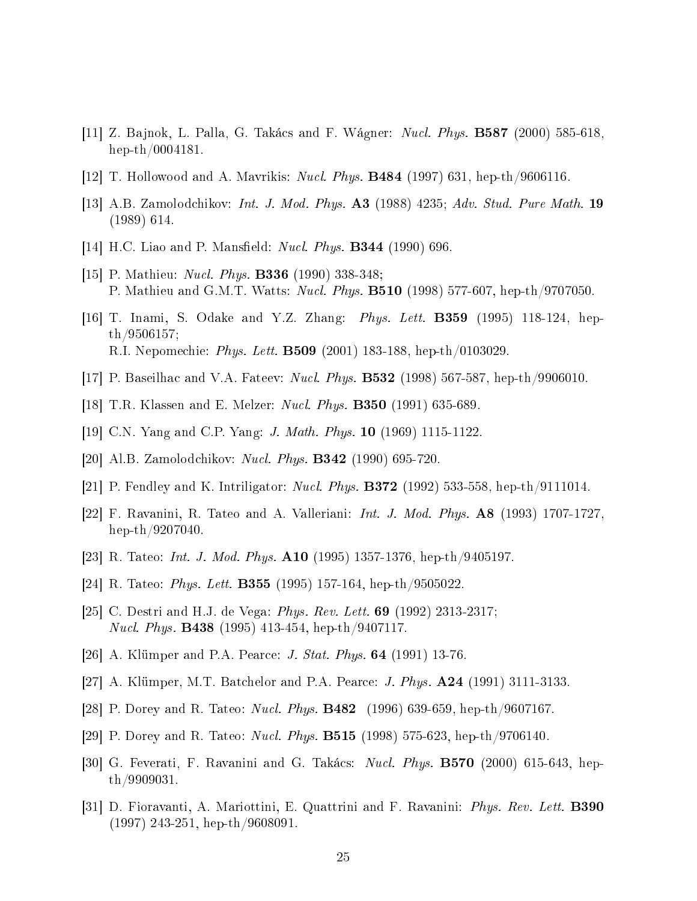[11] Z. Bajnok, L. Palla, G. Takács and F. Wágner: *Nucl. Phys.* **B587** (2000) 585-618, hep-th/0004181.

[12] T. Hollowood and A. Mavrikis: *Nucl. Phys.* **B484** (1997) 631, hep-th/9606116.

[13] A.B. Zamolodchikov: *Int. J. Mod. Phys.* **A3** (1988) 4235; *Adv. Stud. Pure Math.* **19** (1989) 614.

[14] H.C. Liao and P. Mansfield: *Nucl. Phys.* **B344** (1990) 696.

[15] P. Mathieu: *Nucl. Phys.* **B336** (1990) 338-348;
P. Mathieu and G.M.T. Watts: *Nucl. Phys.* **B510** (1998) 577-607, hep-th/9707050.

[16] T. Inami, S. Odake and Y.Z. Zhang: *Phys. Lett.* **B359** (1995) 118-124, hep-th/9506157;
R.I. Nepomechie: *Phys. Lett.* **B509** (2001) 183-188, hep-th/0103029.

[17] P. Baseilhac and V.A. Fateev: *Nucl. Phys.* **B532** (1998) 567-587, hep-th/9906010.

[18] T.R. Klassen and E. Melzer: *Nucl. Phys.* **B350** (1991) 635-689.

[19] C.N. Yang and C.P. Yang: *J. Math. Phys.* **10** (1969) 1115-1122.

[20] Al.B. Zamolodchikov: *Nucl. Phys.* **B342** (1990) 695-720.

[21] P. Fendley and K. Intriligator: *Nucl. Phys.* **B372** (1992) 533-558, hep-th/9111014.

[22] F. Ravanini, R. Tateo and A. Valleriani: *Int. J. Mod. Phys.* **A8** (1993) 1707-1727, hep-th/9207040.

[23] R. Tateo: *Int. J. Mod. Phys.* **A10** (1995) 1357-1376, hep-th/9405197.

[24] R. Tateo: *Phys. Lett.* **B355** (1995) 157-164, hep-th/9505022.

[25] C. Destri and H.J. de Vega: *Phys. Rev. Lett.* **69** (1992) 2313-2317;
*Nucl. Phys.* **B438** (1995) 413-454, hep-th/9407117.

[26] A. Klümper and P.A. Pearce: *J. Stat. Phys.* **64** (1991) 13-76.

[27] A. Klümper, M.T. Batchelor and P.A. Pearce: *J. Phys.* **A24** (1991) 3111-3133.

[28] P. Dorey and R. Tateo: *Nucl. Phys.* **B482** (1996) 639-659, hep-th/9607167.

[29] P. Dorey and R. Tateo: *Nucl. Phys.* **B515** (1998) 575-623, hep-th/9706140.

[30] G. Feverati, F. Ravanini and G. Takács: *Nucl. Phys.* **B570** (2000) 615-643, hep-th/9909031.

[31] D. Fioravanti, A. Mariottini, E. Quattrini and F. Ravanini: *Phys. Rev. Lett.* **B390** (1997) 243-251, hep-th/9608091.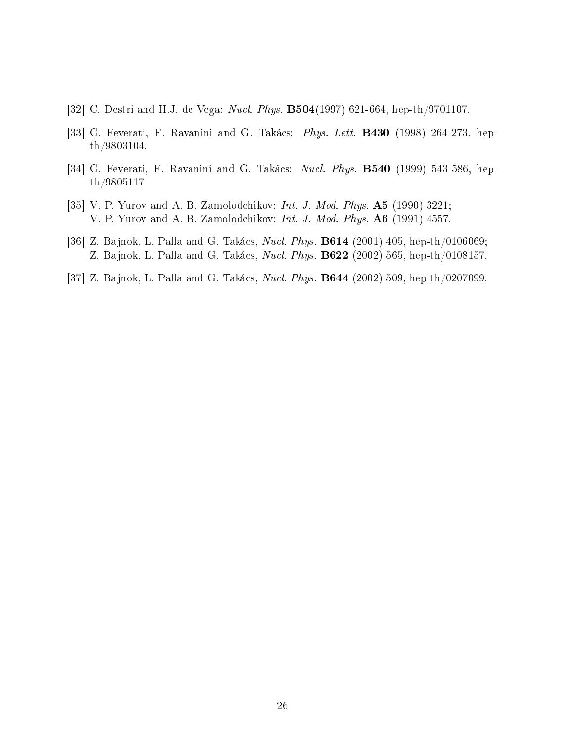[32] C. Destri and H.J. de Vega: *Nucl. Phys.* **B504**(1997) 621-664, hep-th/9701107.

[33] G. Feverati, F. Ravanini and G. Takács: *Phys. Lett.* **B430** (1998) 264-273, hep-th/9803104.

[34] G. Feverati, F. Ravanini and G. Takács: *Nucl. Phys.* **B540** (1999) 543-586, hep-th/9805117.

[35] V. P. Yurov and A. B. Zamolodchikov: *Int. J. Mod. Phys.* **A5** (1990) 3221;
V. P. Yurov and A. B. Zamolodchikov: *Int. J. Mod. Phys.* **A6** (1991) 4557.

[36] Z. Bajnok, L. Palla and G. Takács, *Nucl. Phys.* **B614** (2001) 405, hep-th/0106069;
Z. Bajnok, L. Palla and G. Takács, *Nucl. Phys.* **B622** (2002) 565, hep-th/0108157.

[37] Z. Bajnok, L. Palla and G. Takács, *Nucl. Phys.* **B644** (2002) 509, hep-th/0207099.